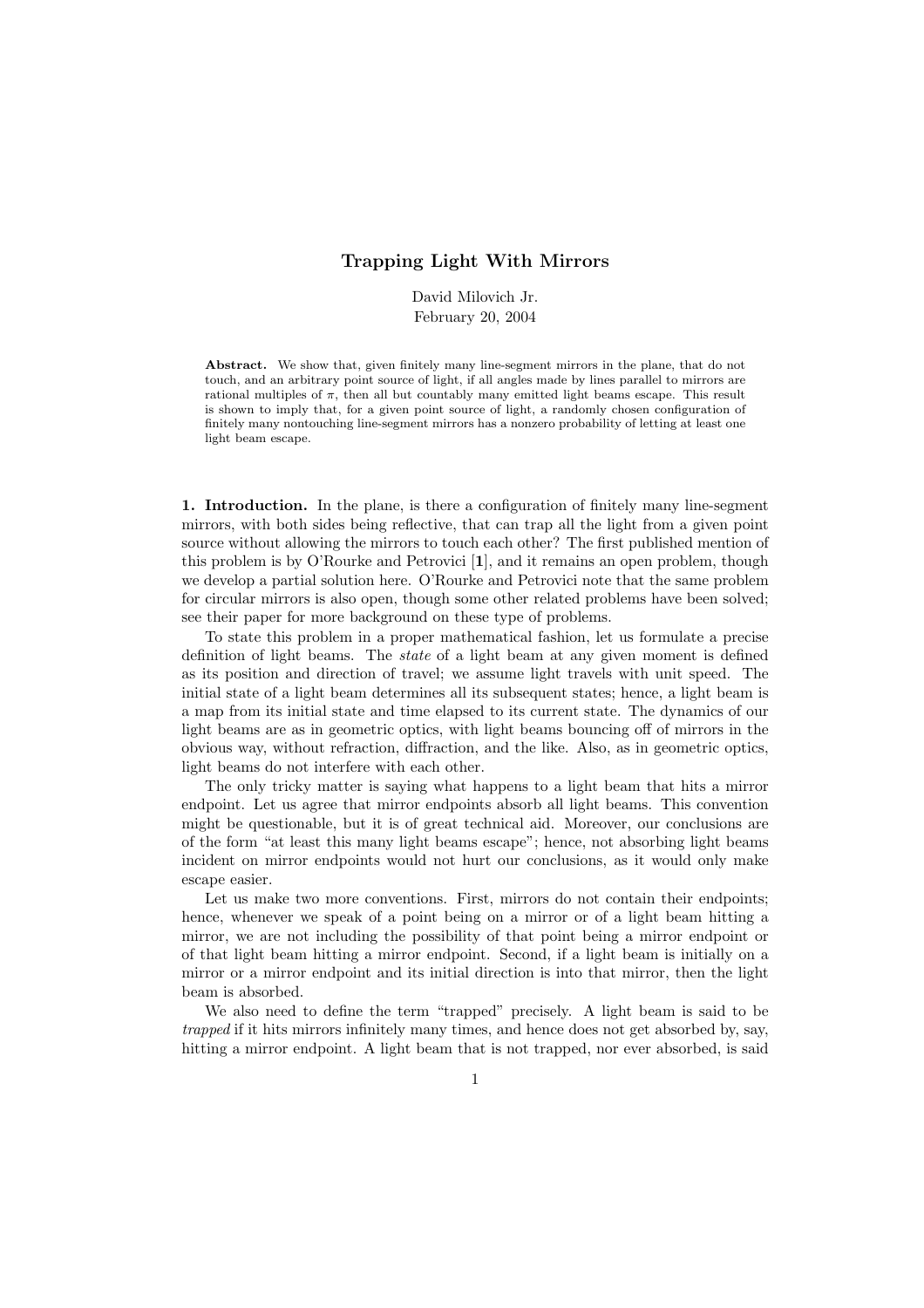# Trapping Light With Mirrors

David Milovich Jr.
February 20, 2004

**Abstract.** We show that, given finitely many line-segment mirrors in the plane, that do not touch, and an arbitrary point source of light, if all angles made by lines parallel to mirrors are rational multiples of $\pi$, then all but countably many emitted light beams escape. This result is shown to imply that, for a given point source of light, a randomly chosen configuration of finitely many nontouching line-segment mirrors has a nonzero probability of letting at least one light beam escape.

**1. Introduction.** In the plane, is there a configuration of finitely many line-segment mirrors, with both sides being reflective, that can trap all the light from a given point source without allowing the mirrors to touch each other? The first published mention of this problem is by O'Rourke and Petrovici [**1**], and it remains an open problem, though we develop a partial solution here. O'Rourke and Petrovici note that the same problem for circular mirrors is also open, though some other related problems have been solved; see their paper for more background on these type of problems.

To state this problem in a proper mathematical fashion, let us formulate a precise definition of light beams. The *state* of a light beam at any given moment is defined as its position and direction of travel; we assume light travels with unit speed. The initial state of a light beam determines all its subsequent states; hence, a light beam is a map from its initial state and time elapsed to its current state. The dynamics of our light beams are as in geometric optics, with light beams bouncing off of mirrors in the obvious way, without refraction, diffraction, and the like. Also, as in geometric optics, light beams do not interfere with each other.

The only tricky matter is saying what happens to a light beam that hits a mirror endpoint. Let us agree that mirror endpoints absorb all light beams. This convention might be questionable, but it is of great technical aid. Moreover, our conclusions are of the form "at least this many light beams escape"; hence, not absorbing light beams incident on mirror endpoints would not hurt our conclusions, as it would only make escape easier.

Let us make two more conventions. First, mirrors do not contain their endpoints; hence, whenever we speak of a point being on a mirror or of a light beam hitting a mirror, we are not including the possibility of that point being a mirror endpoint or of that light beam hitting a mirror endpoint. Second, if a light beam is initially on a mirror or a mirror endpoint and its initial direction is into that mirror, then the light beam is absorbed.

We also need to define the term "trapped" precisely. A light beam is said to be *trapped* if it hits mirrors infinitely many times, and hence does not get absorbed by, say, hitting a mirror endpoint. A light beam that is not trapped, nor ever absorbed, is said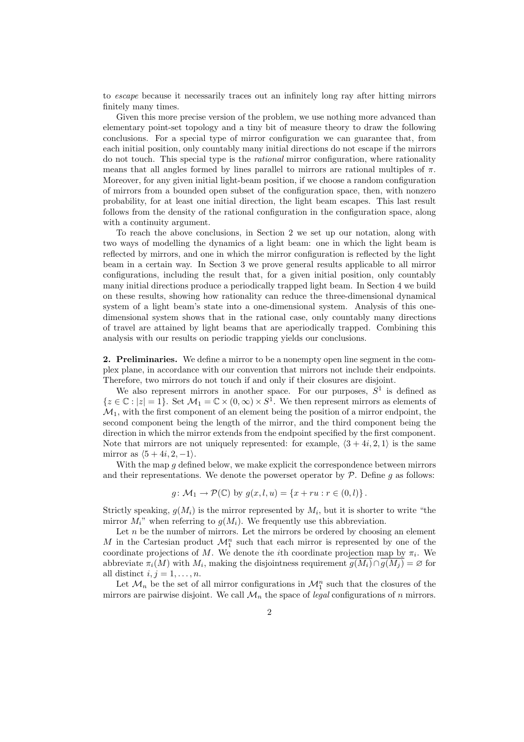to *escape* because it necessarily traces out an infinitely long ray after hitting mirrors finitely many times.

Given this more precise version of the problem, we use nothing more advanced than elementary point-set topology and a tiny bit of measure theory to draw the following conclusions. For a special type of mirror configuration we can guarantee that, from each initial position, only countably many initial directions do not escape if the mirrors do not touch. This special type is the *rational* mirror configuration, where rationality means that all angles formed by lines parallel to mirrors are rational multiples of $\pi$. Moreover, for any given initial light-beam position, if we choose a random configuration of mirrors from a bounded open subset of the configuration space, then, with nonzero probability, for at least one initial direction, the light beam escapes. This last result follows from the density of the rational configuration in the configuration space, along with a continuity argument.

To reach the above conclusions, in Section 2 we set up our notation, along with two ways of modelling the dynamics of a light beam: one in which the light beam is reflected by mirrors, and one in which the mirror configuration is reflected by the light beam in a certain way. In Section 3 we prove general results applicable to all mirror configurations, including the result that, for a given initial position, only countably many initial directions produce a periodically trapped light beam. In Section 4 we build on these results, showing how rationality can reduce the three-dimensional dynamical system of a light beam's state into a one-dimensional system. Analysis of this one-dimensional system shows that in the rational case, only countably many directions of travel are attained by light beams that are aperiodically trapped. Combining this analysis with our results on periodic trapping yields our conclusions.

**2. Preliminaries.** We define a mirror to be a nonempty open line segment in the complex plane, in accordance with our convention that mirrors not include their endpoints. Therefore, two mirrors do not touch if and only if their closures are disjoint.

We also represent mirrors in another space. For our purposes, $S^1$ is defined as $\{z \in \mathbb{C} : |z| = 1\}$. Set $\mathcal{M}_1 = \mathbb{C} \times (0, \infty) \times S^1$. We then represent mirrors as elements of $\mathcal{M}_1$, with the first component of an element being the position of a mirror endpoint, the second component being the length of the mirror, and the third component being the direction in which the mirror extends from the endpoint specified by the first component. Note that mirrors are not uniquely represented: for example, $\langle 3 + 4i, 2, 1\rangle$ is the same mirror as $\langle 5 + 4i, 2, -1\rangle$.

With the map $g$ defined below, we make explicit the correspondence between mirrors and their representations. We denote the powerset operator by $\mathcal{P}$. Define $g$ as follows:

$$g \colon \mathcal{M}_1 \to \mathcal{P}(\mathbb{C}) \text{ by } g(x, l, u) = \{x + ru : r \in (0, l)\}.$$

Strictly speaking, $g(M_i)$ is the mirror represented by $M_i$, but it is shorter to write "the mirror $M_i$" when referring to $g(M_i)$. We frequently use this abbreviation.

Let $n$ be the number of mirrors. Let the mirrors be ordered by choosing an element $M$ in the Cartesian product $\mathcal{M}_1^n$ such that each mirror is represented by one of the coordinate projections of $M$. We denote the $i$th coordinate projection map by $\pi_i$. We abbreviate $\pi_i(M)$ with $M_i$, making the disjointness requirement $\overline{g(M_i)} \cap \overline{g(M_j)} = \varnothing$ for all distinct $i, j = 1, \ldots, n$.

Let $\mathcal{M}_n$ be the set of all mirror configurations in $\mathcal{M}_1^n$ such that the closures of the mirrors are pairwise disjoint. We call $\mathcal{M}_n$ the space of *legal* configurations of $n$ mirrors.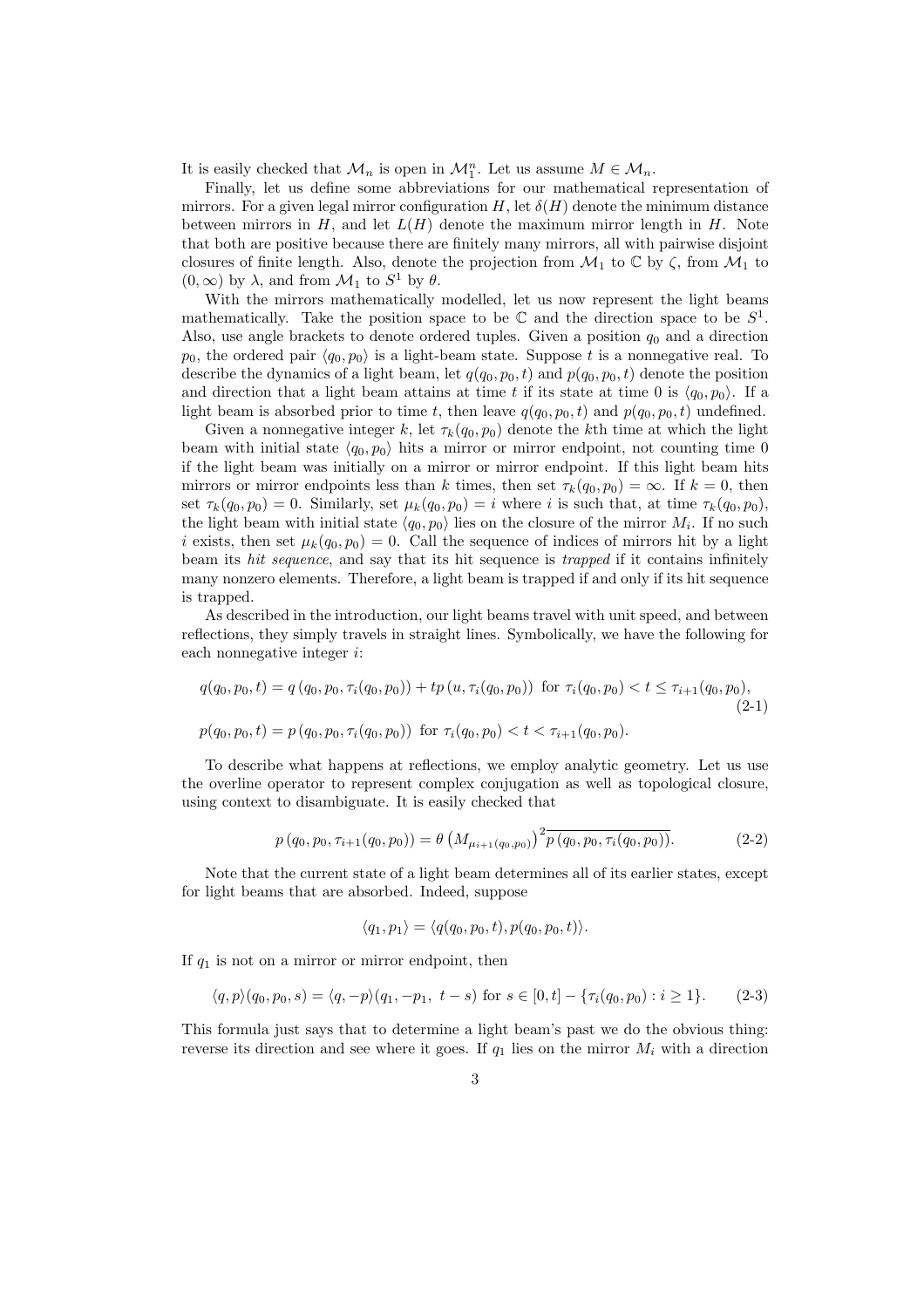It is easily checked that $\mathcal{M}_n$ is open in $\mathcal{M}_1^n$. Let us assume $M \in \mathcal{M}_n$.

Finally, let us define some abbreviations for our mathematical representation of mirrors. For a given legal mirror configuration $H$, let $\delta(H)$ denote the minimum distance between mirrors in $H$, and let $L(H)$ denote the maximum mirror length in $H$. Note that both are positive because there are finitely many mirrors, all with pairwise disjoint closures of finite length. Also, denote the projection from $\mathcal{M}_1$ to $\mathbb{C}$ by $\zeta$, from $\mathcal{M}_1$ to $(0, \infty)$ by $\lambda$, and from $\mathcal{M}_1$ to $S^1$ by $\theta$.

With the mirrors mathematically modelled, let us now represent the light beams mathematically. Take the position space to be $\mathbb{C}$ and the direction space to be $S^1$. Also, use angle brackets to denote ordered tuples. Given a position $q_0$ and a direction $p_0$, the ordered pair $\langle q_0, p_0 \rangle$ is a light-beam state. Suppose $t$ is a nonnegative real. To describe the dynamics of a light beam, let $q(q_0, p_0, t)$ and $p(q_0, p_0, t)$ denote the position and direction that a light beam attains at time $t$ if its state at time 0 is $\langle q_0, p_0 \rangle$. If a light beam is absorbed prior to time $t$, then leave $q(q_0, p_0, t)$ and $p(q_0, p_0, t)$ undefined.

Given a nonnegative integer $k$, let $\tau_k(q_0, p_0)$ denote the $k$th time at which the light beam with initial state $\langle q_0, p_0 \rangle$ hits a mirror or mirror endpoint, not counting time 0 if the light beam was initially on a mirror or mirror endpoint. If this light beam hits mirrors or mirror endpoints less than $k$ times, then set $\tau_k(q_0, p_0) = \infty$. If $k = 0$, then set $\tau_k(q_0, p_0) = 0$. Similarly, set $\mu_k(q_0, p_0) = i$ where $i$ is such that, at time $\tau_k(q_0, p_0)$, the light beam with initial state $\langle q_0, p_0 \rangle$ lies on the closure of the mirror $M_i$. If no such $i$ exists, then set $\mu_k(q_0, p_0) = 0$. Call the sequence of indices of mirrors hit by a light beam its *hit sequence*, and say that its hit sequence is *trapped* if it contains infinitely many nonzero elements. Therefore, a light beam is trapped if and only if its hit sequence is trapped.

As described in the introduction, our light beams travel with unit speed, and between reflections, they simply travels in straight lines. Symbolically, we have the following for each nonnegative integer $i$:

$$
\begin{aligned}
q(q_0, p_0, t) &= q\left(q_0, p_0, \tau_i(q_0, p_0)\right) + tp\left(u, \tau_i(q_0, p_0)\right) \text{ for } \tau_i(q_0, p_0) < t \leq \tau_{i+1}(q_0, p_0), \\
p(q_0, p_0, t) &= p\left(q_0, p_0, \tau_i(q_0, p_0)\right) \text{ for } \tau_i(q_0, p_0) < t < \tau_{i+1}(q_0, p_0).
\end{aligned} \tag{2-1}
$$

To describe what happens at reflections, we employ analytic geometry. Let us use the overline operator to represent complex conjugation as well as topological closure, using context to disambiguate. It is easily checked that

$$
p\left(q_0, p_0, \tau_{i+1}(q_0, p_0)\right) = \theta\left(M_{\mu_{i+1}(q_0,p_0)}\right)^2 \overline{p\left(q_0, p_0, \tau_i(q_0, p_0)\right)}. \tag{2-2}
$$

Note that the current state of a light beam determines all of its earlier states, except for light beams that are absorbed. Indeed, suppose

$$
\langle q_1, p_1 \rangle = \langle q(q_0, p_0, t), p(q_0, p_0, t) \rangle.
$$

If $q_1$ is not on a mirror or mirror endpoint, then

$$
\langle q, p \rangle(q_0, p_0, s) = \langle q, -p \rangle(q_1, -p_1,\ t - s) \text{ for } s \in [0, t] - \{\tau_i(q_0, p_0) : i \geq 1\}. \tag{2-3}
$$

This formula just says that to determine a light beam's past we do the obvious thing: reverse its direction and see where it goes. If $q_1$ lies on the mirror $M_i$ with a direction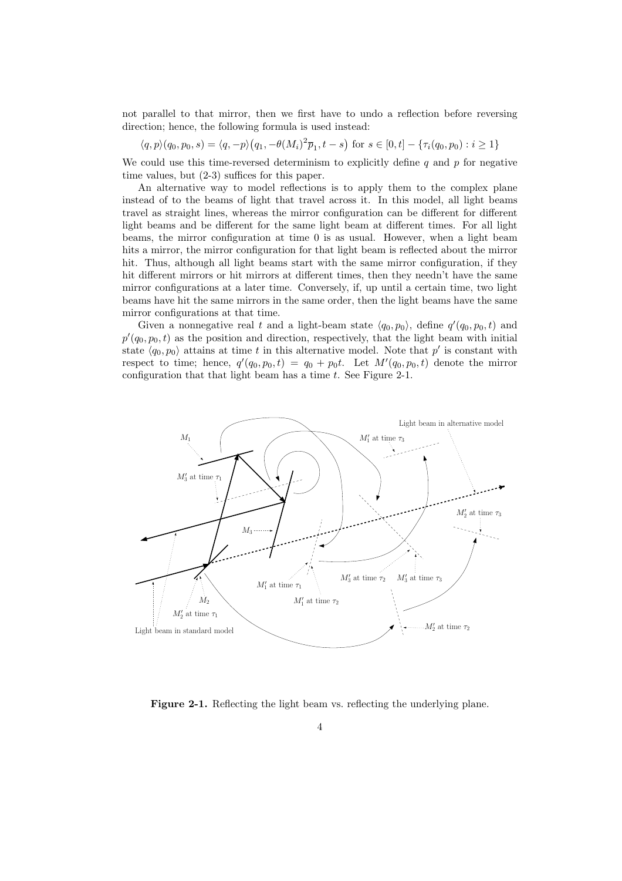not parallel to that mirror, then we first have to undo a reflection before reversing direction; hence, the following formula is used instead:

$$\langle q, p\rangle(q_0, p_0, s) = \langle q, -p\rangle\big(q_1, -\theta(M_i)^2\overline{p}_1, t - s\big) \text{ for } s \in [0, t] - \{\tau_i(q_0, p_0) : i \geq 1\}$$

We could use this time-reversed determinism to explicitly define $q$ and $p$ for negative time values, but (2-3) suffices for this paper.

An alternative way to model reflections is to apply them to the complex plane instead of to the beams of light that travel across it. In this model, all light beams travel as straight lines, whereas the mirror configuration can be different for different light beams and be different for the same light beam at different times. For all light beams, the mirror configuration at time 0 is as usual. However, when a light beam hits a mirror, the mirror configuration for that light beam is reflected about the mirror hit. Thus, although all light beams start with the same mirror configuration, if they hit different mirrors or hit mirrors at different times, then they needn't have the same mirror configurations at a later time. Conversely, if, up until a certain time, two light beams have hit the same mirrors in the same order, then the light beams have the same mirror configurations at that time.

Given a nonnegative real $t$ and a light-beam state $\langle q_0, p_0\rangle$, define $q'(q_0, p_0, t)$ and $p'(q_0, p_0, t)$ as the position and direction, respectively, that the light beam with initial state $\langle q_0, p_0\rangle$ attains at time $t$ in this alternative model. Note that $p'$ is constant with respect to time; hence, $q'(q_0, p_0, t) = q_0 + p_0 t$. Let $M'(q_0, p_0, t)$ denote the mirror configuration that that light beam has a time $t$. See Figure 2-1.

**Figure 2-1.** Reflecting the light beam vs. reflecting the underlying plane.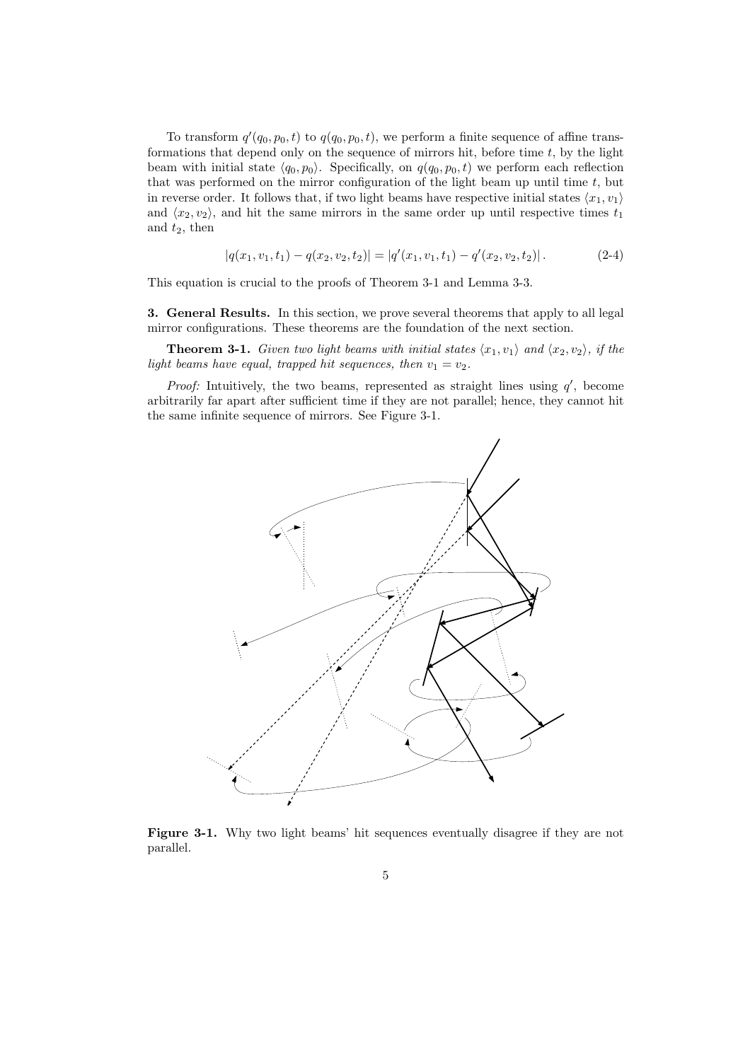To transform $q'(q_0, p_0, t)$ to $q(q_0, p_0, t)$, we perform a finite sequence of affine transformations that depend only on the sequence of mirrors hit, before time $t$, by the light beam with initial state $\langle q_0, p_0 \rangle$. Specifically, on $q(q_0, p_0, t)$ we perform each reflection that was performed on the mirror configuration of the light beam up until time $t$, but in reverse order. It follows that, if two light beams have respective initial states $\langle x_1, v_1 \rangle$ and $\langle x_2, v_2 \rangle$, and hit the same mirrors in the same order up until respective times $t_1$ and $t_2$, then

$$|q(x_1, v_1, t_1) - q(x_2, v_2, t_2)| = |q'(x_1, v_1, t_1) - q'(x_2, v_2, t_2)| \,. \tag{2-4}$$

This equation is crucial to the proofs of Theorem 3-1 and Lemma 3-3.

**3. General Results.** In this section, we prove several theorems that apply to all legal mirror configurations. These theorems are the foundation of the next section.

**Theorem 3-1.** *Given two light beams with initial states $\langle x_1, v_1 \rangle$ and $\langle x_2, v_2 \rangle$, if the light beams have equal, trapped hit sequences, then $v_1 = v_2$.*

*Proof:* Intuitively, the two beams, represented as straight lines using $q'$, become arbitrarily far apart after sufficient time if they are not parallel; hence, they cannot hit the same infinite sequence of mirrors. See Figure 3-1.

**Figure 3-1.** Why two light beams' hit sequences eventually disagree if they are not parallel.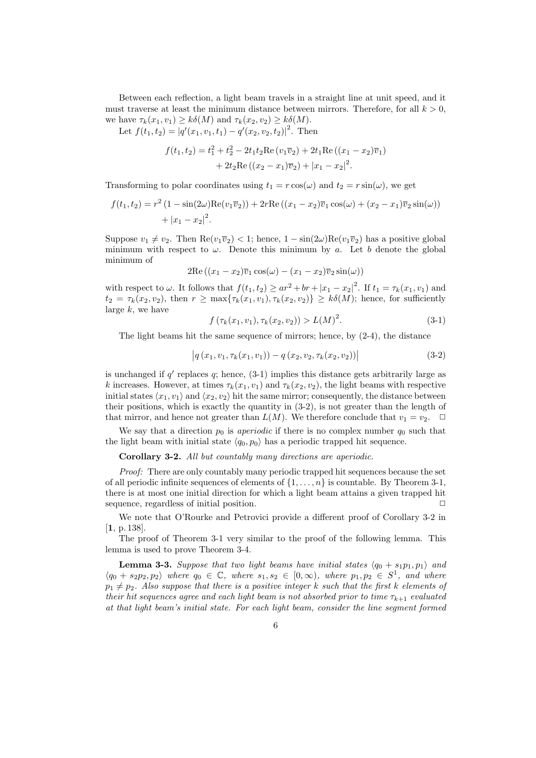Between each reflection, a light beam travels in a straight line at unit speed, and it must traverse at least the minimum distance between mirrors. Therefore, for all $k > 0$, we have $\tau_k(x_1, v_1) \geq k\delta(M)$ and $\tau_k(x_2, v_2) \geq k\delta(M)$.

Let $f(t_1, t_2) = |q'(x_1, v_1, t_1) - q'(x_2, v_2, t_2)|^2$. Then

$$f(t_1, t_2) = t_1^2 + t_2^2 - 2t_1t_2\mathrm{Re}\left(v_1\overline{v}_2\right) + 2t_1\mathrm{Re}\left((x_1 - x_2)\overline{v}_1\right) + 2t_2\mathrm{Re}\left((x_2 - x_1)\overline{v}_2\right) + |x_1 - x_2|^2.$$

Transforming to polar coordinates using $t_1 = r\cos(\omega)$ and $t_2 = r\sin(\omega)$, we get

$$f(t_1, t_2) = r^2\left(1 - \sin(2\omega)\mathrm{Re}(v_1\overline{v}_2)\right) + 2r\mathrm{Re}\left((x_1 - x_2)\overline{v}_1\cos(\omega) + (x_2 - x_1)\overline{v}_2\sin(\omega)\right) + |x_1 - x_2|^2.$$

Suppose $v_1 \neq v_2$. Then $\mathrm{Re}(v_1\overline{v}_2) < 1$; hence, $1 - \sin(2\omega)\mathrm{Re}(v_1\overline{v}_2)$ has a positive global minimum with respect to $\omega$. Denote this minimum by $a$. Let $b$ denote the global minimum of

$$2\mathrm{Re}\left((x_1 - x_2)\overline{v}_1\cos(\omega) - (x_1 - x_2)\overline{v}_2\sin(\omega)\right)$$

with respect to $\omega$. It follows that $f(t_1, t_2) \geq ar^2 + br + |x_1 - x_2|^2$. If $t_1 = \tau_k(x_1, v_1)$ and $t_2 = \tau_k(x_2, v_2)$, then $r \geq \max\{\tau_k(x_1, v_1), \tau_k(x_2, v_2)\} \geq k\delta(M)$; hence, for sufficiently large $k$, we have

$$f\left(\tau_k(x_1, v_1), \tau_k(x_2, v_2)\right) > L(M)^2. \tag{3-1}$$

The light beams hit the same sequence of mirrors; hence, by (2-4), the distance

$$\left|q\left(x_1, v_1, \tau_k(x_1, v_1)\right) - q\left(x_2, v_2, \tau_k(x_2, v_2)\right)\right| \tag{3-2}$$

is unchanged if $q'$ replaces $q$; hence, (3-1) implies this distance gets arbitrarily large as $k$ increases. However, at times $\tau_k(x_1, v_1)$ and $\tau_k(x_2, v_2)$, the light beams with respective initial states $\langle x_1, v_1\rangle$ and $\langle x_2, v_2\rangle$ hit the same mirror; consequently, the distance between their positions, which is exactly the quantity in (3-2), is not greater than the length of that mirror, and hence not greater than $L(M)$. We therefore conclude that $v_1 = v_2$. $\square$

We say that a direction $p_0$ is *aperiodic* if there is no complex number $q_0$ such that the light beam with initial state $\langle q_0, p_0\rangle$ has a periodic trapped hit sequence.

**Corollary 3-2.** *All but countably many directions are aperiodic.*

*Proof:* There are only countably many periodic trapped hit sequences because the set of all periodic infinite sequences of elements of $\{1, \ldots, n\}$ is countable. By Theorem 3-1, there is at most one initial direction for which a light beam attains a given trapped hit sequence, regardless of initial position. $\square$

We note that O'Rourke and Petrovici provide a different proof of Corollary 3-2 in [**1**, p. 138].

The proof of Theorem 3-1 very similar to the proof of the following lemma. This lemma is used to prove Theorem 3-4.

**Lemma 3-3.** *Suppose that two light beams have initial states $\langle q_0 + s_1p_1, p_1\rangle$ and $\langle q_0 + s_2p_2, p_2\rangle$ where $q_0 \in \mathbb{C}$, where $s_1, s_2 \in [0, \infty)$, where $p_1, p_2 \in S^1$, and where $p_1 \neq p_2$. Also suppose that there is a positive integer $k$ such that the first $k$ elements of their hit sequences agree and each light beam is not absorbed prior to time $\tau_{k+1}$ evaluated at that light beam's initial state. For each light beam, consider the line segment formed*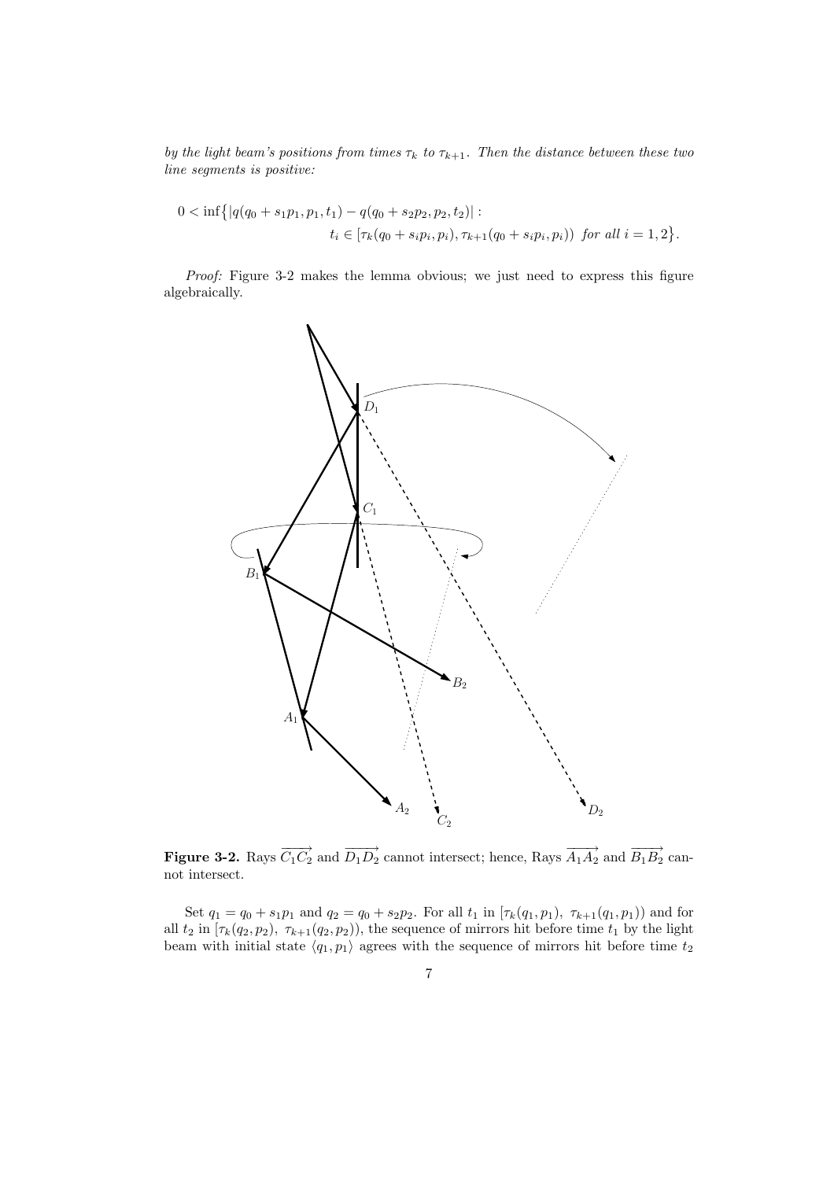*by the light beam's positions from times $\tau_k$ to $\tau_{k+1}$. Then the distance between these two line segments is positive:*

$$0 < \inf\big\{|q(q_0 + s_1 p_1, p_1, t_1) - q(q_0 + s_2 p_2, p_2, t_2)| : \\ t_i \in [\tau_k(q_0 + s_i p_i, p_i), \tau_{k+1}(q_0 + s_i p_i, p_i)) \ \textit{for all } i = 1, 2\big\}.$$

*Proof:* Figure 3-2 makes the lemma obvious; we just need to express this figure algebraically.

**Figure 3-2.** Rays $\overrightarrow{C_1C_2}$ and $\overrightarrow{D_1D_2}$ cannot intersect; hence, Rays $\overrightarrow{A_1A_2}$ and $\overrightarrow{B_1B_2}$ cannot intersect.

Set $q_1 = q_0 + s_1 p_1$ and $q_2 = q_0 + s_2 p_2$. For all $t_1$ in $[\tau_k(q_1, p_1),\ \tau_{k+1}(q_1, p_1))$ and for all $t_2$ in $[\tau_k(q_2, p_2),\ \tau_{k+1}(q_2, p_2))$, the sequence of mirrors hit before time $t_1$ by the light beam with initial state $\langle q_1, p_1 \rangle$ agrees with the sequence of mirrors hit before time $t_2$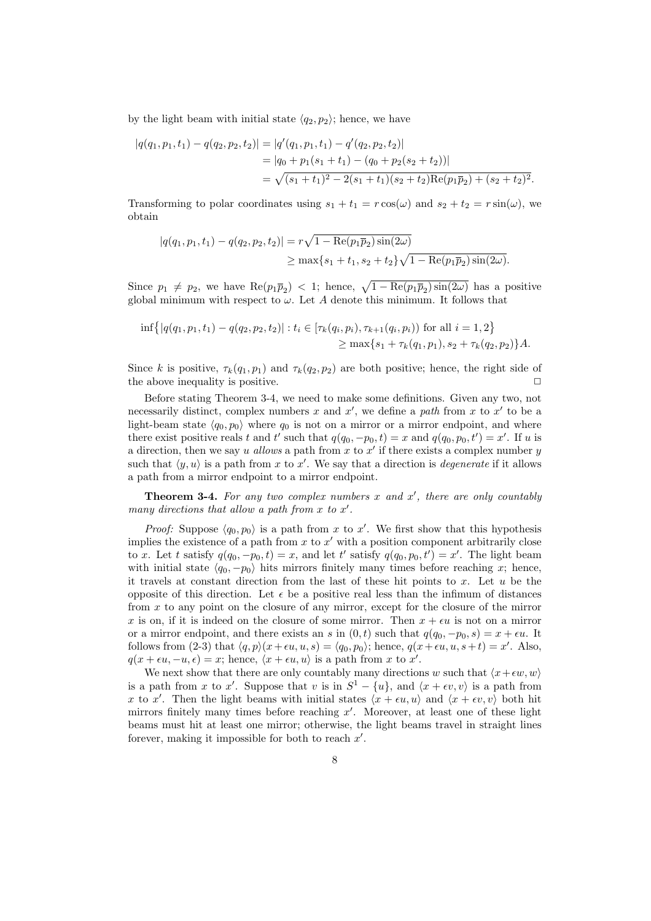by the light beam with initial state $\langle q_2, p_2 \rangle$; hence, we have

$$
\begin{aligned}
|q(q_1,p_1,t_1) - q(q_2,p_2,t_2)| &= |q'(q_1,p_1,t_1) - q'(q_2,p_2,t_2)| \\
&= |q_0 + p_1(s_1+t_1) - (q_0 + p_2(s_2+t_2))| \\
&= \sqrt{(s_1+t_1)^2 - 2(s_1+t_1)(s_2+t_2)\mathrm{Re}(p_1\overline{p}_2) + (s_2+t_2)^2}.
\end{aligned}
$$

Transforming to polar coordinates using $s_1 + t_1 = r\cos(\omega)$ and $s_2 + t_2 = r\sin(\omega)$, we obtain

$$
\begin{aligned}
|q(q_1,p_1,t_1) - q(q_2,p_2,t_2)| &= r\sqrt{1 - \mathrm{Re}(p_1\overline{p}_2)\sin(2\omega)} \\
&\geq \max\{s_1+t_1, s_2+t_2\}\sqrt{1 - \mathrm{Re}(p_1\overline{p}_2)\sin(2\omega)}.
\end{aligned}
$$

Since $p_1 \neq p_2$, we have $\mathrm{Re}(p_1\overline{p}_2) < 1$; hence, $\sqrt{1 - \mathrm{Re}(p_1\overline{p}_2)\sin(2\omega)}$ has a positive global minimum with respect to $\omega$. Let $A$ denote this minimum. It follows that

$$
\begin{aligned}
\inf\bigl\{|q(q_1,p_1,t_1) - q(q_2,p_2,t_2)| : t_i \in [\tau_k(q_i,p_i), \tau_{k+1}(q_i,p_i)) \text{ for all } i = 1,2\bigr\} \\
\geq \max\{s_1 + \tau_k(q_1,p_1), s_2 + \tau_k(q_2,p_2)\}A.
\end{aligned}
$$

Since $k$ is positive, $\tau_k(q_1,p_1)$ and $\tau_k(q_2,p_2)$ are both positive; hence, the right side of the above inequality is positive. □

Before stating Theorem 3-4, we need to make some definitions. Given any two, not necessarily distinct, complex numbers $x$ and $x'$, we define a *path* from $x$ to $x'$ to be a light-beam state $\langle q_0, p_0 \rangle$ where $q_0$ is not on a mirror or a mirror endpoint, and where there exist positive reals $t$ and $t'$ such that $q(q_0, -p_0, t) = x$ and $q(q_0, p_0, t') = x'$. If $u$ is a direction, then we say $u$ *allows* a path from $x$ to $x'$ if there exists a complex number $y$ such that $\langle y, u \rangle$ is a path from $x$ to $x'$. We say that a direction is *degenerate* if it allows a path from a mirror endpoint to a mirror endpoint.

**Theorem 3-4.** *For any two complex numbers $x$ and $x'$, there are only countably many directions that allow a path from $x$ to $x'$.*

*Proof:* Suppose $\langle q_0, p_0 \rangle$ is a path from $x$ to $x'$. We first show that this hypothesis implies the existence of a path from $x$ to $x'$ with a position component arbitrarily close to $x$. Let $t$ satisfy $q(q_0, -p_0, t) = x$, and let $t'$ satisfy $q(q_0, p_0, t') = x'$. The light beam with initial state $\langle q_0, -p_0 \rangle$ hits mirrors finitely many times before reaching $x$; hence, it travels at constant direction from the last of these hit points to $x$. Let $u$ be the opposite of this direction. Let $\epsilon$ be a positive real less than the infimum of distances from $x$ to any point on the closure of any mirror, except for the closure of the mirror $x$ is on, if it is indeed on the closure of some mirror. Then $x + \epsilon u$ is not on a mirror or a mirror endpoint, and there exists an $s$ in $(0, t)$ such that $q(q_0, -p_0, s) = x + \epsilon u$. It follows from (2-3) that $\langle q, p \rangle (x + \epsilon u, u, s) = \langle q_0, p_0 \rangle$; hence, $q(x + \epsilon u, u, s + t) = x'$. Also, $q(x + \epsilon u, -u, \epsilon) = x$; hence, $\langle x + \epsilon u, u \rangle$ is a path from $x$ to $x'$.

We next show that there are only countably many directions $w$ such that $\langle x + \epsilon w, w \rangle$ is a path from $x$ to $x'$. Suppose that $v$ is in $S^1 - \{u\}$, and $\langle x + \epsilon v, v \rangle$ is a path from $x$ to $x'$. Then the light beams with initial states $\langle x + \epsilon u, u \rangle$ and $\langle x + \epsilon v, v \rangle$ both hit mirrors finitely many times before reaching $x'$. Moreover, at least one of these light beams must hit at least one mirror; otherwise, the light beams travel in straight lines forever, making it impossible for both to reach $x'$.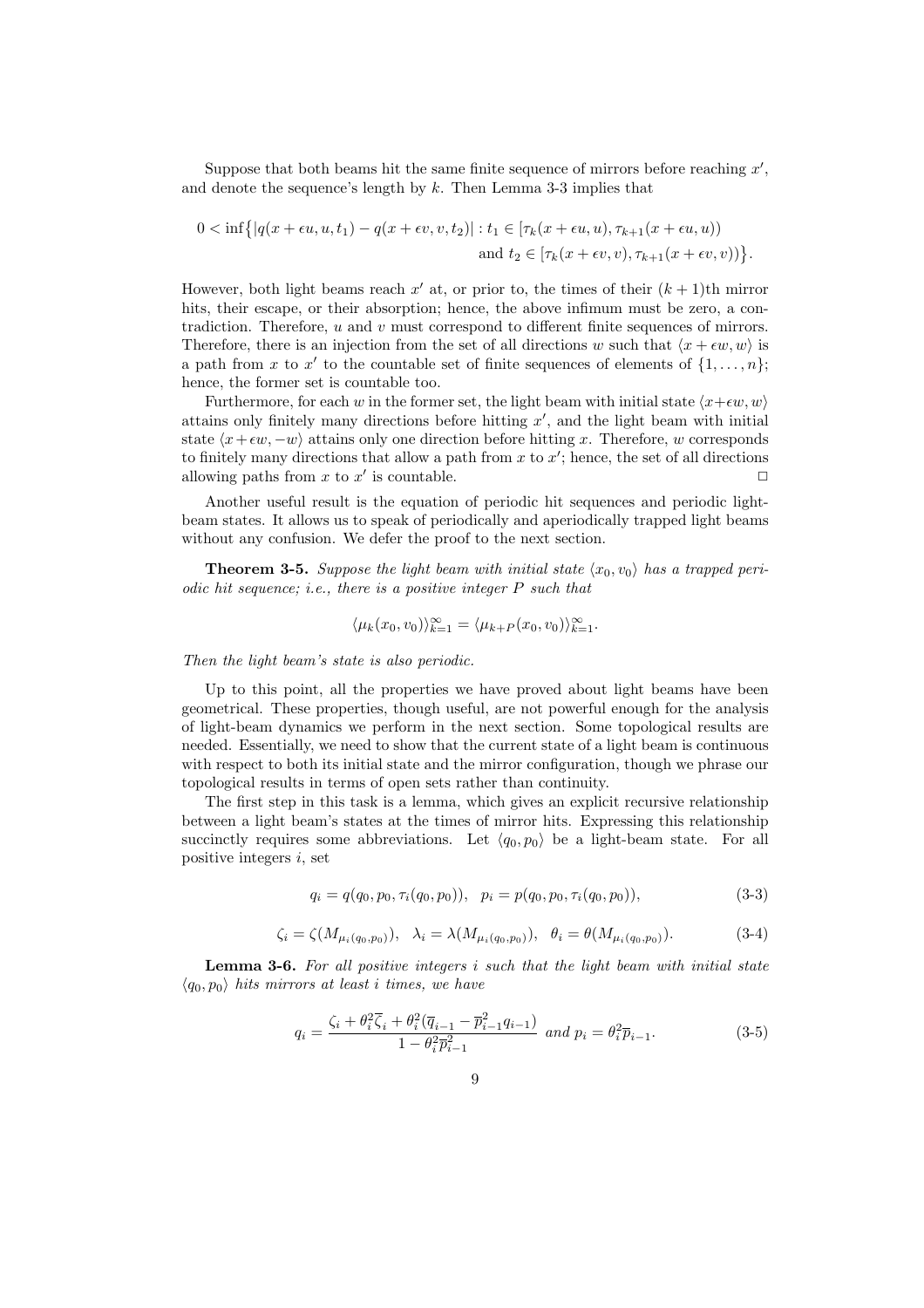Suppose that both beams hit the same finite sequence of mirrors before reaching $x'$, and denote the sequence's length by $k$. Then Lemma 3-3 implies that

$$0 < \inf\big\{|q(x+\epsilon u, u, t_1) - q(x+\epsilon v, v, t_2)| : t_1 \in [\tau_k(x+\epsilon u, u), \tau_{k+1}(x+\epsilon u, u)) \text{ and } t_2 \in [\tau_k(x+\epsilon v, v), \tau_{k+1}(x+\epsilon v, v))\big\}.$$

However, both light beams reach $x'$ at, or prior to, the times of their $(k+1)$th mirror hits, their escape, or their absorption; hence, the above infimum must be zero, a contradiction. Therefore, $u$ and $v$ must correspond to different finite sequences of mirrors. Therefore, there is an injection from the set of all directions $w$ such that $\langle x+\epsilon w, w\rangle$ is a path from $x$ to $x'$ to the countable set of finite sequences of elements of $\{1, \ldots, n\}$; hence, the former set is countable too.

Furthermore, for each $w$ in the former set, the light beam with initial state $\langle x+\epsilon w, w\rangle$ attains only finitely many directions before hitting $x'$, and the light beam with initial state $\langle x+\epsilon w, -w\rangle$ attains only one direction before hitting $x$. Therefore, $w$ corresponds to finitely many directions that allow a path from $x$ to $x'$; hence, the set of all directions allowing paths from $x$ to $x'$ is countable. $\square$

Another useful result is the equation of periodic hit sequences and periodic light-beam states. It allows us to speak of periodically and aperiodically trapped light beams without any confusion. We defer the proof to the next section.

**Theorem 3-5.** *Suppose the light beam with initial state $\langle x_0, v_0\rangle$ has a trapped periodic hit sequence; i.e., there is a positive integer $P$ such that*

$$\langle \mu_k(x_0, v_0)\rangle_{k=1}^{\infty} = \langle \mu_{k+P}(x_0, v_0)\rangle_{k=1}^{\infty}.$$

*Then the light beam's state is also periodic.*

Up to this point, all the properties we have proved about light beams have been geometrical. These properties, though useful, are not powerful enough for the analysis of light-beam dynamics we perform in the next section. Some topological results are needed. Essentially, we need to show that the current state of a light beam is continuous with respect to both its initial state and the mirror configuration, though we phrase our topological results in terms of open sets rather than continuity.

The first step in this task is a lemma, which gives an explicit recursive relationship between a light beam's states at the times of mirror hits. Expressing this relationship succinctly requires some abbreviations. Let $\langle q_0, p_0\rangle$ be a light-beam state. For all positive integers $i$, set

$$q_i = q(q_0, p_0, \tau_i(q_0, p_0)), \quad p_i = p(q_0, p_0, \tau_i(q_0, p_0)), \tag{3-3}$$

$$\zeta_i = \zeta(M_{\mu_i(q_0,p_0)}), \quad \lambda_i = \lambda(M_{\mu_i(q_0,p_0)}), \quad \theta_i = \theta(M_{\mu_i(q_0,p_0)}). \tag{3-4}$$

**Lemma 3-6.** *For all positive integers $i$ such that the light beam with initial state $\langle q_0, p_0\rangle$ hits mirrors at least $i$ times, we have*

$$q_i = \frac{\zeta_i + \theta_i^2\overline{\zeta}_i + \theta_i^2(\overline{q}_{i-1} - \overline{p}_{i-1}^2 q_{i-1})}{1 - \theta_i^2\overline{p}_{i-1}^2} \text{ and } p_i = \theta_i^2\overline{p}_{i-1}. \tag{3-5}$$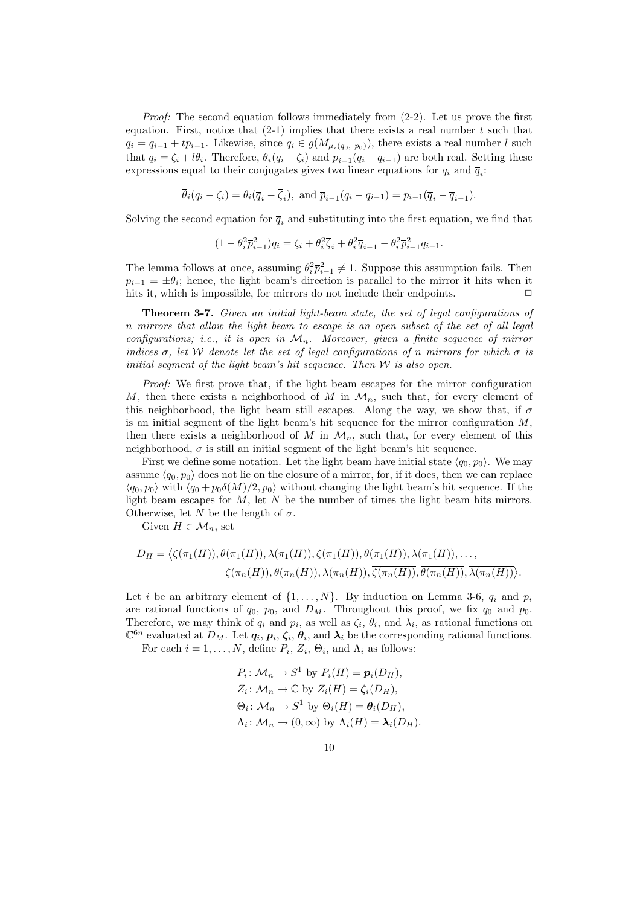*Proof:* The second equation follows immediately from (2-2). Let us prove the first equation. First, notice that (2-1) implies that there exists a real number $t$ such that $q_i = q_{i-1} + tp_{i-1}$. Likewise, since $q_i \in g(M_{\mu_i(q_0,\, p_0)})$, there exists a real number $l$ such that $q_i = \zeta_i + l\theta_i$. Therefore, $\overline{\theta}_i(q_i - \zeta_i)$ and $\overline{p}_{i-1}(q_i - q_{i-1})$ are both real. Setting these expressions equal to their conjugates gives two linear equations for $q_i$ and $\overline{q}_i$:

$$\overline{\theta}_i(q_i - \zeta_i) = \theta_i(\overline{q}_i - \overline{\zeta}_i), \text{ and } \overline{p}_{i-1}(q_i - q_{i-1}) = p_{i-1}(\overline{q}_i - \overline{q}_{i-1}).$$

Solving the second equation for $\overline{q}_i$ and substituting into the first equation, we find that

$$(1 - \theta_i^2 \overline{p}_{i-1}^2) q_i = \zeta_i + \theta_i^2 \overline{\zeta}_i + \theta_i^2 \overline{q}_{i-1} - \theta_i^2 \overline{p}_{i-1}^2 q_{i-1}.$$

The lemma follows at once, assuming $\theta_i^2 \overline{p}_{i-1}^2 \neq 1$. Suppose this assumption fails. Then $p_{i-1} = \pm\theta_i$; hence, the light beam's direction is parallel to the mirror it hits when it hits it, which is impossible, for mirrors do not include their endpoints. $\square$

**Theorem 3-7.** *Given an initial light-beam state, the set of legal configurations of $n$ mirrors that allow the light beam to escape is an open subset of the set of all legal configurations; i.e., it is open in $\mathcal{M}_n$. Moreover, given a finite sequence of mirror indices $\sigma$, let $\mathcal{W}$ denote let the set of legal configurations of $n$ mirrors for which $\sigma$ is initial segment of the light beam's hit sequence. Then $\mathcal{W}$ is also open.*

*Proof:* We first prove that, if the light beam escapes for the mirror configuration $M$, then there exists a neighborhood of $M$ in $\mathcal{M}_n$, such that, for every element of this neighborhood, the light beam still escapes. Along the way, we show that, if $\sigma$ is an initial segment of the light beam's hit sequence for the mirror configuration $M$, then there exists a neighborhood of $M$ in $\mathcal{M}_n$, such that, for every element of this neighborhood, $\sigma$ is still an initial segment of the light beam's hit sequence.

First we define some notation. Let the light beam have initial state $\langle q_0, p_0\rangle$. We may assume $\langle q_0, p_0\rangle$ does not lie on the closure of a mirror, for, if it does, then we can replace $\langle q_0, p_0\rangle$ with $\langle q_0 + p_0\delta(M)/2, p_0\rangle$ without changing the light beam's hit sequence. If the light beam escapes for $M$, let $N$ be the number of times the light beam hits mirrors. Otherwise, let $N$ be the length of $\sigma$.

Given $H \in \mathcal{M}_n$, set

$$D_H = \big\langle \zeta(\pi_1(H)), \theta(\pi_1(H)), \lambda(\pi_1(H)), \overline{\zeta(\pi_1(H))}, \overline{\theta(\pi_1(H))}, \overline{\lambda(\pi_1(H))}, \ldots,$$
$$\zeta(\pi_n(H)), \theta(\pi_n(H)), \lambda(\pi_n(H)), \overline{\zeta(\pi_n(H))}, \overline{\theta(\pi_n(H))}, \overline{\lambda(\pi_n(H))}\big\rangle.$$

Let $i$ be an arbitrary element of $\{1, \ldots, N\}$. By induction on Lemma 3-6, $q_i$ and $p_i$ are rational functions of $q_0$, $p_0$, and $D_M$. Throughout this proof, we fix $q_0$ and $p_0$. Therefore, we may think of $q_i$ and $p_i$, as well as $\zeta_i$, $\theta_i$, and $\lambda_i$, as rational functions on $\mathbb{C}^{6n}$ evaluated at $D_M$. Let $\boldsymbol{q}_i$, $\boldsymbol{p}_i$, $\boldsymbol{\zeta}_i$, $\boldsymbol{\theta}_i$, and $\boldsymbol{\lambda}_i$ be the corresponding rational functions.

For each $i = 1, \ldots, N$, define $P_i$, $Z_i$, $\Theta_i$, and $\Lambda_i$ as follows:

$$P_i \colon \mathcal{M}_n \to S^1 \text{ by } P_i(H) = \boldsymbol{p}_i(D_H),$$
$$Z_i \colon \mathcal{M}_n \to \mathbb{C} \text{ by } Z_i(H) = \boldsymbol{\zeta}_i(D_H),$$
$$\Theta_i \colon \mathcal{M}_n \to S^1 \text{ by } \Theta_i(H) = \boldsymbol{\theta}_i(D_H),$$
$$\Lambda_i \colon \mathcal{M}_n \to (0, \infty) \text{ by } \Lambda_i(H) = \boldsymbol{\lambda}_i(D_H).$$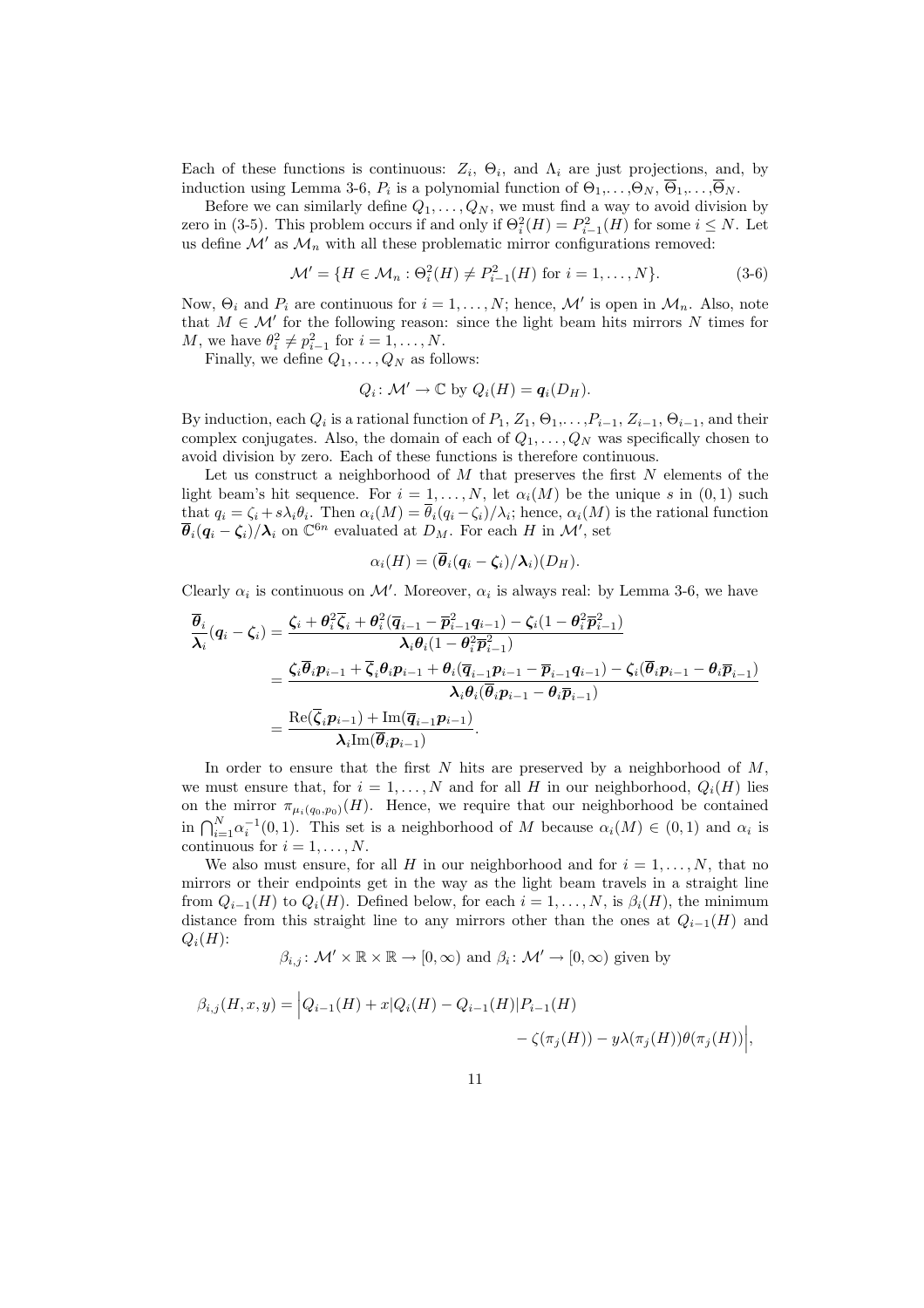Each of these functions is continuous: $Z_i$, $\Theta_i$, and $\Lambda_i$ are just projections, and, by induction using Lemma 3-6, $P_i$ is a polynomial function of $\Theta_1,\ldots,\Theta_N$, $\overline{\Theta}_1,\ldots,\overline{\Theta}_N$.

Before we can similarly define $Q_1,\ldots,Q_N$, we must find a way to avoid division by zero in (3-5). This problem occurs if and only if $\Theta_i^2(H) = P_{i-1}^2(H)$ for some $i \le N$. Let us define $\mathcal{M}'$ as $\mathcal{M}_n$ with all these problematic mirror configurations removed:

$$\mathcal{M}' = \{H \in \mathcal{M}_n : \Theta_i^2(H) \neq P_{i-1}^2(H) \text{ for } i = 1,\ldots,N\}. \tag{3-6}$$

Now, $\Theta_i$ and $P_i$ are continuous for $i = 1,\ldots,N$; hence, $\mathcal{M}'$ is open in $\mathcal{M}_n$. Also, note that $M \in \mathcal{M}'$ for the following reason: since the light beam hits mirrors $N$ times for $M$, we have $\theta_i^2 \neq p_{i-1}^2$ for $i = 1,\ldots,N$.

Finally, we define $Q_1,\ldots,Q_N$ as follows:

$$Q_i\colon \mathcal{M}' \to \mathbb{C} \text{ by } Q_i(H) = \boldsymbol{q}_i(D_H).$$

By induction, each $Q_i$ is a rational function of $P_1$, $Z_1$, $\Theta_1,\ldots,P_{i-1}$, $Z_{i-1}$, $\Theta_{i-1}$, and their complex conjugates. Also, the domain of each of $Q_1,\ldots,Q_N$ was specifically chosen to avoid division by zero. Each of these functions is therefore continuous.

Let us construct a neighborhood of $M$ that preserves the first $N$ elements of the light beam's hit sequence. For $i = 1,\ldots,N$, let $\alpha_i(M)$ be the unique $s$ in $(0,1)$ such that $q_i = \zeta_i + s\lambda_i\theta_i$. Then $\alpha_i(M) = \overline{\theta}_i(q_i - \zeta_i)/\lambda_i$; hence, $\alpha_i(M)$ is the rational function $\overline{\boldsymbol{\theta}}_i(\boldsymbol{q}_i - \boldsymbol{\zeta}_i)/\boldsymbol{\lambda}_i$ on $\mathbb{C}^{6n}$ evaluated at $D_M$. For each $H$ in $\mathcal{M}'$, set

$$\alpha_i(H) = (\overline{\boldsymbol{\theta}}_i(\boldsymbol{q}_i - \boldsymbol{\zeta}_i)/\boldsymbol{\lambda}_i)(D_H).$$

Clearly $\alpha_i$ is continuous on $\mathcal{M}'$. Moreover, $\alpha_i$ is always real: by Lemma 3-6, we have

$$\begin{aligned}
\frac{\overline{\boldsymbol{\theta}}_i}{\boldsymbol{\lambda}_i}(\boldsymbol{q}_i - \boldsymbol{\zeta}_i) &= \frac{\boldsymbol{\zeta}_i + \boldsymbol{\theta}_i^2\overline{\boldsymbol{\zeta}}_i + \boldsymbol{\theta}_i^2(\overline{\boldsymbol{q}}_{i-1} - \overline{\boldsymbol{p}}_{i-1}^2\boldsymbol{q}_{i-1}) - \boldsymbol{\zeta}_i(1 - \boldsymbol{\theta}_i^2\overline{\boldsymbol{p}}_{i-1}^2)}{\boldsymbol{\lambda}_i\boldsymbol{\theta}_i(1 - \boldsymbol{\theta}_i^2\overline{\boldsymbol{p}}_{i-1}^2)} \\
&= \frac{\boldsymbol{\zeta}_i\overline{\boldsymbol{\theta}}_i\boldsymbol{p}_{i-1} + \overline{\boldsymbol{\zeta}}_i\boldsymbol{\theta}_i\boldsymbol{p}_{i-1} + \boldsymbol{\theta}_i(\overline{\boldsymbol{q}}_{i-1}\boldsymbol{p}_{i-1} - \overline{\boldsymbol{p}}_{i-1}\boldsymbol{q}_{i-1}) - \boldsymbol{\zeta}_i(\overline{\boldsymbol{\theta}}_i\boldsymbol{p}_{i-1} - \boldsymbol{\theta}_i\overline{\boldsymbol{p}}_{i-1})}{\boldsymbol{\lambda}_i\boldsymbol{\theta}_i(\overline{\boldsymbol{\theta}}_i\boldsymbol{p}_{i-1} - \boldsymbol{\theta}_i\overline{\boldsymbol{p}}_{i-1})} \\
&= \frac{\operatorname{Re}(\overline{\boldsymbol{\zeta}}_i\boldsymbol{p}_{i-1}) + \operatorname{Im}(\overline{\boldsymbol{q}}_{i-1}\boldsymbol{p}_{i-1})}{\boldsymbol{\lambda}_i\operatorname{Im}(\overline{\boldsymbol{\theta}}_i\boldsymbol{p}_{i-1})}.
\end{aligned}$$

In order to ensure that the first $N$ hits are preserved by a neighborhood of $M$, we must ensure that, for $i = 1,\ldots,N$ and for all $H$ in our neighborhood, $Q_i(H)$ lies on the mirror $\pi_{\mu_i(q_0,p_0)}(H)$. Hence, we require that our neighborhood be contained in $\bigcap_{i=1}^N \alpha_i^{-1}(0,1)$. This set is a neighborhood of $M$ because $\alpha_i(M) \in (0,1)$ and $\alpha_i$ is continuous for $i = 1,\ldots,N$.

We also must ensure, for all $H$ in our neighborhood and for $i = 1,\ldots,N$, that no mirrors or their endpoints get in the way as the light beam travels in a straight line from $Q_{i-1}(H)$ to $Q_i(H)$. Defined below, for each $i = 1,\ldots,N$, is $\beta_i(H)$, the minimum distance from this straight line to any mirrors other than the ones at $Q_{i-1}(H)$ and $Q_i(H)$:

$$\beta_{i,j}\colon \mathcal{M}' \times \mathbb{R} \times \mathbb{R} \to [0,\infty) \text{ and } \beta_i\colon \mathcal{M}' \to [0,\infty) \text{ given by}$$

$$\begin{aligned}
\beta_{i,j}(H,x,y) = \Big| Q_{i-1}(H) + x|Q_i(H) - Q_{i-1}(H)|P_{i-1}(H) \\
- \zeta(\pi_j(H)) - y\lambda(\pi_j(H))\theta(\pi_j(H))\Big|,
\end{aligned}$$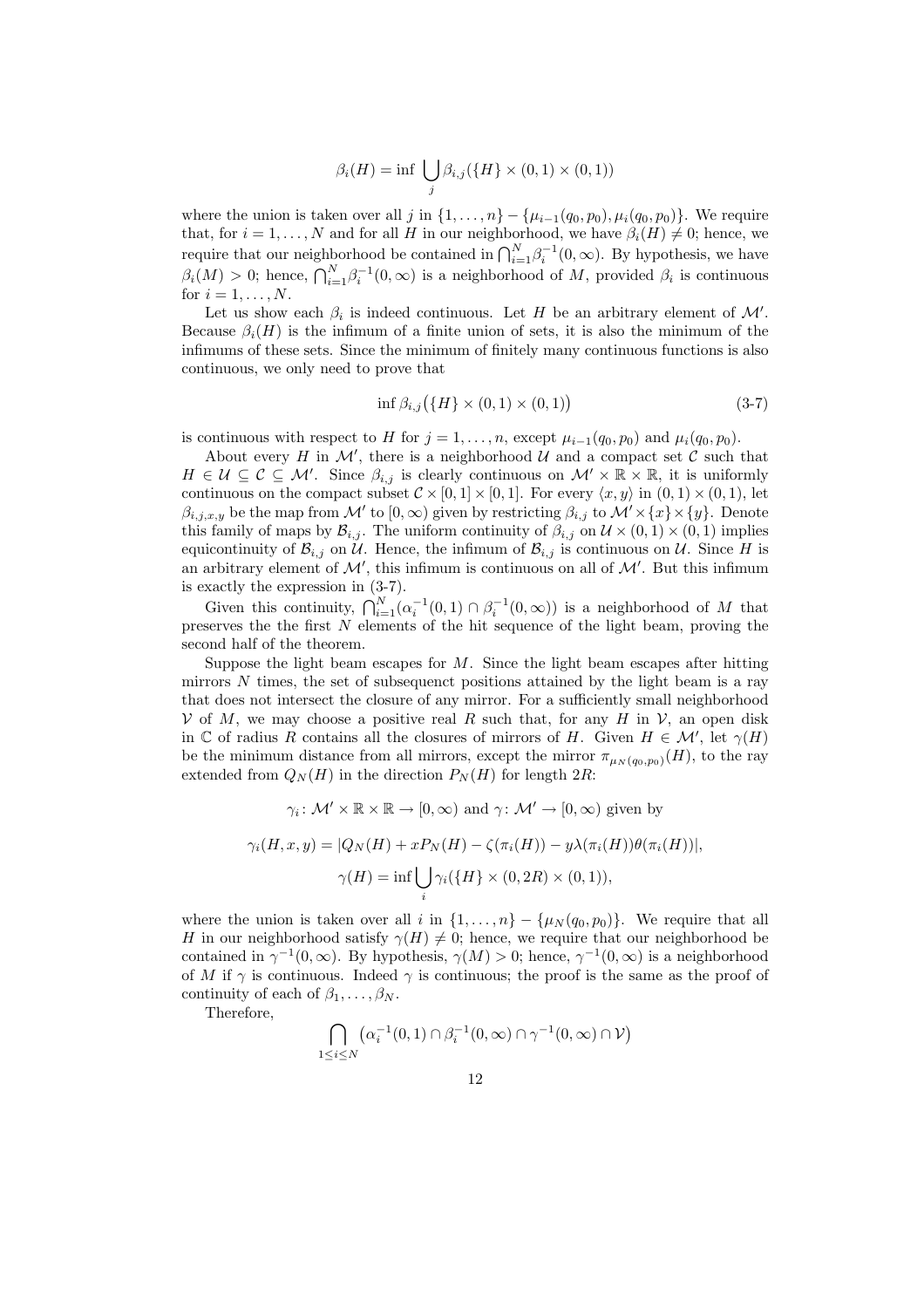$$\beta_i(H) = \inf \bigcup_j \beta_{i,j}(\{H\} \times (0,1) \times (0,1))$$

where the union is taken over all $j$ in $\{1, \dots, n\} - \{\mu_{i-1}(q_0, p_0), \mu_i(q_0, p_0)\}$. We require that, for $i = 1, \dots, N$ and for all $H$ in our neighborhood, we have $\beta_i(H) \neq 0$; hence, we require that our neighborhood be contained in $\bigcap_{i=1}^N \beta_i^{-1}(0, \infty)$. By hypothesis, we have $\beta_i(M) > 0$; hence, $\bigcap_{i=1}^N \beta_i^{-1}(0, \infty)$ is a neighborhood of $M$, provided $\beta_i$ is continuous for $i = 1, \dots, N$.

Let us show each $\beta_i$ is indeed continuous. Let $H$ be an arbitrary element of $\mathcal{M}'$. Because $\beta_i(H)$ is the infimum of a finite union of sets, it is also the minimum of the infimums of these sets. Since the minimum of finitely many continuous functions is also continuous, we only need to prove that

$$\inf \beta_{i,j}\big(\{H\} \times (0,1) \times (0,1)\big) \tag{3-7}$$

is continuous with respect to $H$ for $j = 1, \dots, n$, except $\mu_{i-1}(q_0, p_0)$ and $\mu_i(q_0, p_0)$.

About every $H$ in $\mathcal{M}'$, there is a neighborhood $\mathcal{U}$ and a compact set $\mathcal{C}$ such that $H \in \mathcal{U} \subseteq \mathcal{C} \subseteq \mathcal{M}'$. Since $\beta_{i,j}$ is clearly continuous on $\mathcal{M}' \times \mathbb{R} \times \mathbb{R}$, it is uniformly continuous on the compact subset $\mathcal{C} \times [0,1] \times [0,1]$. For every $\langle x, y \rangle$ in $(0,1) \times (0,1)$, let $\beta_{i,j,x,y}$ be the map from $\mathcal{M}'$ to $[0, \infty)$ given by restricting $\beta_{i,j}$ to $\mathcal{M}' \times \{x\} \times \{y\}$. Denote this family of maps by $\mathcal{B}_{i,j}$. The uniform continuity of $\beta_{i,j}$ on $\mathcal{U} \times (0,1) \times (0,1)$ implies equicontinuity of $\mathcal{B}_{i,j}$ on $\mathcal{U}$. Hence, the infimum of $\mathcal{B}_{i,j}$ is continuous on $\mathcal{U}$. Since $H$ is an arbitrary element of $\mathcal{M}'$, this infimum is continuous on all of $\mathcal{M}'$. But this infimum is exactly the expression in (3-7).

Given this continuity, $\bigcap_{i=1}^N (\alpha_i^{-1}(0,1) \cap \beta_i^{-1}(0, \infty))$ is a neighborhood of $M$ that preserves the the first $N$ elements of the hit sequence of the light beam, proving the second half of the theorem.

Suppose the light beam escapes for $M$. Since the light beam escapes after hitting mirrors $N$ times, the set of subsequenct positions attained by the light beam is a ray that does not intersect the closure of any mirror. For a sufficiently small neighborhood $\mathcal{V}$ of $M$, we may choose a positive real $R$ such that, for any $H$ in $\mathcal{V}$, an open disk in $\mathbb{C}$ of radius $R$ contains all the closures of mirrors of $H$. Given $H \in \mathcal{M}'$, let $\gamma(H)$ be the minimum distance from all mirrors, except the mirror $\pi_{\mu_N(q_0,p_0)}(H)$, to the ray extended from $Q_N(H)$ in the direction $P_N(H)$ for length $2R$:

$$\gamma_i \colon \mathcal{M}' \times \mathbb{R} \times \mathbb{R} \to [0, \infty) \text{ and } \gamma \colon \mathcal{M}' \to [0, \infty) \text{ given by}$$

$$\gamma_i(H, x, y) = |Q_N(H) + xP_N(H) - \zeta(\pi_i(H)) - y\lambda(\pi_i(H))\theta(\pi_i(H))|,$$

$$\gamma(H) = \inf \bigcup_i \gamma_i(\{H\} \times (0, 2R) \times (0,1)),$$

where the union is taken over all $i$ in $\{1, \dots, n\} - \{\mu_N(q_0, p_0)\}$. We require that all $H$ in our neighborhood satisfy $\gamma(H) \neq 0$; hence, we require that our neighborhood be contained in $\gamma^{-1}(0, \infty)$. By hypothesis, $\gamma(M) > 0$; hence, $\gamma^{-1}(0, \infty)$ is a neighborhood of $M$ if $\gamma$ is continuous. Indeed $\gamma$ is continuous; the proof is the same as the proof of continuity of each of $\beta_1, \dots, \beta_N$.

Therefore,

$$\bigcap_{1 \le i \le N} \big(\alpha_i^{-1}(0,1) \cap \beta_i^{-1}(0, \infty) \cap \gamma^{-1}(0, \infty) \cap \mathcal{V}\big)$$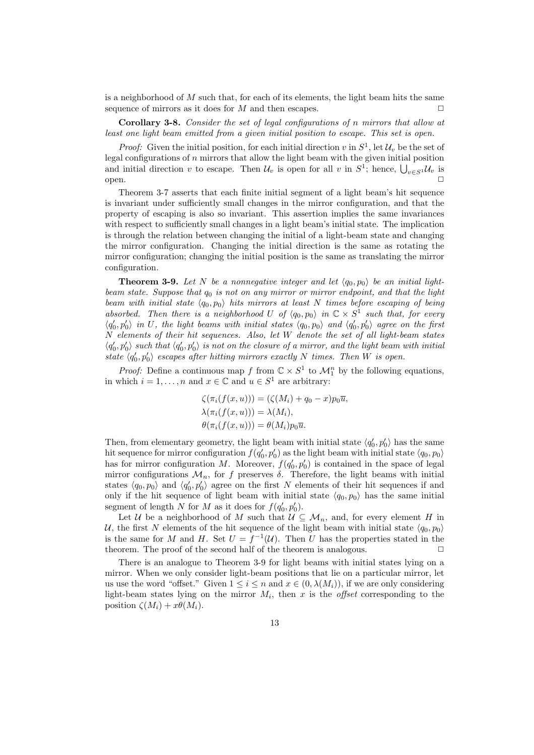is a neighborhood of $M$ such that, for each of its elements, the light beam hits the same sequence of mirrors as it does for $M$ and then escapes. $\square$

**Corollary 3-8.** *Consider the set of legal configurations of $n$ mirrors that allow at least one light beam emitted from a given initial position to escape. This set is open.*

*Proof:* Given the initial position, for each initial direction $v$ in $S^1$, let $\mathcal{U}_v$ be the set of legal configurations of $n$ mirrors that allow the light beam with the given initial position and initial direction $v$ to escape. Then $\mathcal{U}_v$ is open for all $v$ in $S^1$; hence, $\bigcup_{v \in S^1} \mathcal{U}_v$ is open. $\square$

Theorem 3-7 asserts that each finite initial segment of a light beam's hit sequence is invariant under sufficiently small changes in the mirror configuration, and that the property of escaping is also so invariant. This assertion implies the same invariances with respect to sufficiently small changes in a light beam's initial state. The implication is through the relation between changing the initial of a light-beam state and changing the mirror configuration. Changing the initial direction is the same as rotating the mirror configuration; changing the initial position is the same as translating the mirror configuration.

**Theorem 3-9.** *Let $N$ be a nonnegative integer and let $\langle q_0, p_0 \rangle$ be an initial light-beam state. Suppose that $q_0$ is not on any mirror or mirror endpoint, and that the light beam with initial state $\langle q_0, p_0 \rangle$ hits mirrors at least $N$ times before escaping of being absorbed. Then there is a neighborhood $U$ of $\langle q_0, p_0 \rangle$ in $\mathbb{C} \times S^1$ such that, for every $\langle q_0', p_0' \rangle$ in $U$, the light beams with initial states $\langle q_0, p_0 \rangle$ and $\langle q_0', p_0' \rangle$ agree on the first $N$ elements of their hit sequences. Also, let $W$ denote the set of all light-beam states $\langle q_0', p_0' \rangle$ such that $\langle q_0', p_0' \rangle$ is not on the closure of a mirror, and the light beam with initial state $\langle q_0', p_0' \rangle$ escapes after hitting mirrors exactly $N$ times. Then $W$ is open.*

*Proof:* Define a continuous map $f$ from $\mathbb{C} \times S^1$ to $\mathcal{M}_1^n$ by the following equations, in which $i = 1, \ldots, n$ and $x \in \mathbb{C}$ and $u \in S^1$ are arbitrary:

$$\zeta(\pi_i(f(x,u))) = (\zeta(M_i) + q_0 - x)p_0\overline{u},$$
$$\lambda(\pi_i(f(x,u))) = \lambda(M_i),$$
$$\theta(\pi_i(f(x,u))) = \theta(M_i)p_0\overline{u}.$$

Then, from elementary geometry, the light beam with initial state $\langle q_0', p_0' \rangle$ has the same hit sequence for mirror configuration $f(q_0', p_0')$ as the light beam with initial state $\langle q_0, p_0 \rangle$ has for mirror configuration $M$. Moreover, $f(q_0', p_0')$ is contained in the space of legal mirror configurations $\mathcal{M}_n$, for $f$ preserves $\delta$. Therefore, the light beams with initial states $\langle q_0, p_0 \rangle$ and $\langle q_0', p_0' \rangle$ agree on the first $N$ elements of their hit sequences if and only if the hit sequence of light beam with initial state $\langle q_0, p_0 \rangle$ has the same initial segment of length $N$ for $M$ as it does for $f(q_0', p_0')$.

Let $\mathcal{U}$ be a neighborhood of $M$ such that $\mathcal{U} \subseteq \mathcal{M}_n$, and, for every element $H$ in $\mathcal{U}$, the first $N$ elements of the hit sequence of the light beam with initial state $\langle q_0, p_0 \rangle$ is the same for $M$ and $H$. Set $U = f^{-1}(\mathcal{U})$. Then $U$ has the properties stated in the theorem. The proof of the second half of the theorem is analogous. $\square$

There is an analogue to Theorem 3-9 for light beams with initial states lying on a mirror. When we only consider light-beam positions that lie on a particular mirror, let us use the word "offset." Given $1 \leq i \leq n$ and $x \in (0, \lambda(M_i))$, if we are only considering light-beam states lying on the mirror $M_i$, then $x$ is the *offset* corresponding to the position $\zeta(M_i) + x\theta(M_i)$.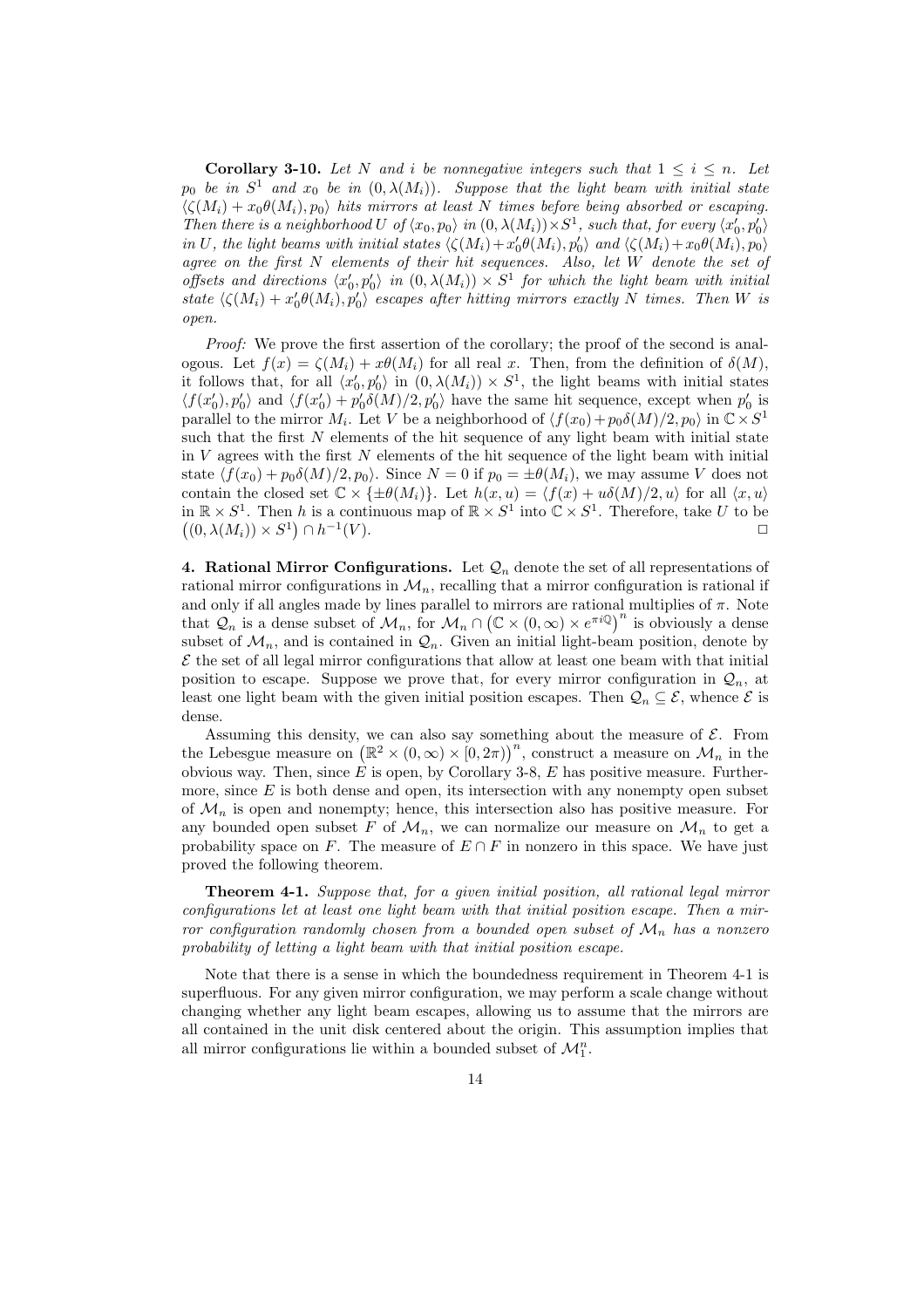**Corollary 3-10.** *Let $N$ and $i$ be nonnegative integers such that $1 \leq i \leq n$. Let $p_0$ be in $S^1$ and $x_0$ be in $(0, \lambda(M_i))$. Suppose that the light beam with initial state $\langle \zeta(M_i) + x_0\theta(M_i), p_0\rangle$ hits mirrors at least $N$ times before being absorbed or escaping. Then there is a neighborhood $U$ of $\langle x_0, p_0\rangle$ in $(0, \lambda(M_i)) \times S^1$, such that, for every $\langle x_0', p_0'\rangle$ in $U$, the light beams with initial states $\langle \zeta(M_i) + x_0'\theta(M_i), p_0'\rangle$ and $\langle \zeta(M_i) + x_0\theta(M_i), p_0\rangle$ agree on the first $N$ elements of their hit sequences. Also, let $W$ denote the set of offsets and directions $\langle x_0', p_0'\rangle$ in $(0, \lambda(M_i)) \times S^1$ for which the light beam with initial state $\langle \zeta(M_i) + x_0'\theta(M_i), p_0'\rangle$ escapes after hitting mirrors exactly $N$ times. Then $W$ is open.*

*Proof:* We prove the first assertion of the corollary; the proof of the second is analogous. Let $f(x) = \zeta(M_i) + x\theta(M_i)$ for all real $x$. Then, from the definition of $\delta(M)$, it follows that, for all $\langle x_0', p_0'\rangle$ in $(0, \lambda(M_i)) \times S^1$, the light beams with initial states $\langle f(x_0'), p_0'\rangle$ and $\langle f(x_0') + p_0'\delta(M)/2, p_0'\rangle$ have the same hit sequence, except when $p_0'$ is parallel to the mirror $M_i$. Let $V$ be a neighborhood of $\langle f(x_0) + p_0\delta(M)/2, p_0\rangle$ in $\mathbb{C} \times S^1$ such that the first $N$ elements of the hit sequence of any light beam with initial state in $V$ agrees with the first $N$ elements of the hit sequence of the light beam with initial state $\langle f(x_0) + p_0\delta(M)/2, p_0\rangle$. Since $N = 0$ if $p_0 = \pm\theta(M_i)$, we may assume $V$ does not contain the closed set $\mathbb{C} \times \{\pm\theta(M_i)\}$. Let $h(x, u) = \langle f(x) + u\delta(M)/2, u\rangle$ for all $\langle x, u\rangle$ in $\mathbb{R} \times S^1$. Then $h$ is a continuous map of $\mathbb{R} \times S^1$ into $\mathbb{C} \times S^1$. Therefore, take $U$ to be $\big((0, \lambda(M_i)) \times S^1\big) \cap h^{-1}(V)$. □

**4. Rational Mirror Configurations.** Let $\mathcal{Q}_n$ denote the set of all representations of rational mirror configurations in $\mathcal{M}_n$, recalling that a mirror configuration is rational if and only if all angles made by lines parallel to mirrors are rational multiples of $\pi$. Note that $\mathcal{Q}_n$ is a dense subset of $\mathcal{M}_n$, for $\mathcal{M}_n \cap \big(\mathbb{C} \times (0,\infty) \times e^{\pi i \mathbb{Q}}\big)^n$ is obviously a dense subset of $\mathcal{M}_n$, and is contained in $\mathcal{Q}_n$. Given an initial light-beam position, denote by $\mathcal{E}$ the set of all legal mirror configurations that allow at least one beam with that initial position to escape. Suppose we prove that, for every mirror configuration in $\mathcal{Q}_n$, at least one light beam with the given initial position escapes. Then $\mathcal{Q}_n \subseteq \mathcal{E}$, whence $\mathcal{E}$ is dense.

Assuming this density, we can also say something about the measure of $\mathcal{E}$. From the Lebesgue measure on $\big(\mathbb{R}^2 \times (0,\infty) \times [0, 2\pi)\big)^n$, construct a measure on $\mathcal{M}_n$ in the obvious way. Then, since $E$ is open, by Corollary 3-8, $E$ has positive measure. Furthermore, since $E$ is both dense and open, its intersection with any nonempty open subset of $\mathcal{M}_n$ is open and nonempty; hence, this intersection also has positive measure. For any bounded open subset $F$ of $\mathcal{M}_n$, we can normalize our measure on $\mathcal{M}_n$ to get a probability space on $F$. The measure of $E \cap F$ in nonzero in this space. We have just proved the following theorem.

**Theorem 4-1.** *Suppose that, for a given initial position, all rational legal mirror configurations let at least one light beam with that initial position escape. Then a mirror configuration randomly chosen from a bounded open subset of $\mathcal{M}_n$ has a nonzero probability of letting a light beam with that initial position escape.*

Note that there is a sense in which the boundedness requirement in Theorem 4-1 is superfluous. For any given mirror configuration, we may perform a scale change without changing whether any light beam escapes, allowing us to assume that the mirrors are all contained in the unit disk centered about the origin. This assumption implies that all mirror configurations lie within a bounded subset of $\mathcal{M}_1^n$.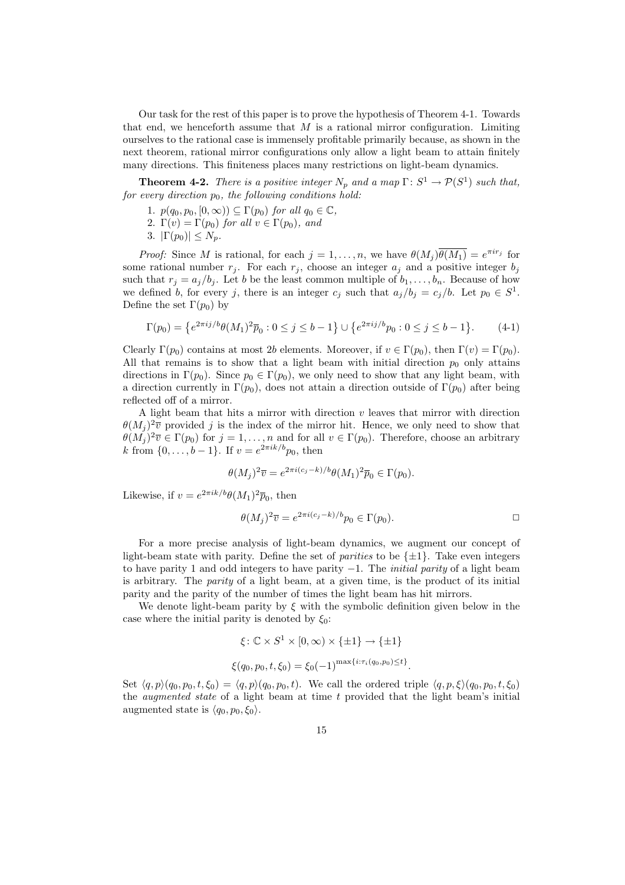Our task for the rest of this paper is to prove the hypothesis of Theorem 4-1. Towards that end, we henceforth assume that $M$ is a rational mirror configuration. Limiting ourselves to the rational case is immensely profitable primarily because, as shown in the next theorem, rational mirror configurations only allow a light beam to attain finitely many directions. This finiteness places many restrictions on light-beam dynamics.

**Theorem 4-2.** *There is a positive integer $N_p$ and a map $\Gamma\colon S^1 \to \mathcal{P}(S^1)$ such that, for every direction $p_0$, the following conditions hold:*

1. $p(q_0, p_0, [0,\infty)) \subseteq \Gamma(p_0)$ *for all* $q_0 \in \mathbb{C}$,
2. $\Gamma(v) = \Gamma(p_0)$ *for all* $v \in \Gamma(p_0)$, *and*
3. $|\Gamma(p_0)| \leq N_p$.

*Proof:* Since $M$ is rational, for each $j = 1, \ldots, n$, we have $\theta(M_j)\overline{\theta(M_1)} = e^{\pi i r_j}$ for some rational number $r_j$. For each $r_j$, choose an integer $a_j$ and a positive integer $b_j$ such that $r_j = a_j/b_j$. Let $b$ be the least common multiple of $b_1, \ldots, b_n$. Because of how we defined $b$, for every $j$, there is an integer $c_j$ such that $a_j/b_j = c_j/b$. Let $p_0 \in S^1$. Define the set $\Gamma(p_0)$ by

$$\Gamma(p_0) = \left\{e^{2\pi i j/b}\theta(M_1)^2\overline{p}_0 : 0 \leq j \leq b-1\right\} \cup \left\{e^{2\pi i j/b}p_0 : 0 \leq j \leq b-1\right\}. \tag{4-1}$$

Clearly $\Gamma(p_0)$ contains at most $2b$ elements. Moreover, if $v \in \Gamma(p_0)$, then $\Gamma(v) = \Gamma(p_0)$. All that remains is to show that a light beam with initial direction $p_0$ only attains directions in $\Gamma(p_0)$. Since $p_0 \in \Gamma(p_0)$, we only need to show that any light beam, with a direction currently in $\Gamma(p_0)$, does not attain a direction outside of $\Gamma(p_0)$ after being reflected off of a mirror.

A light beam that hits a mirror with direction $v$ leaves that mirror with direction $\theta(M_j)^2\overline{v}$ provided $j$ is the index of the mirror hit. Hence, we only need to show that $\theta(M_j)^2\overline{v} \in \Gamma(p_0)$ for $j = 1, \ldots, n$ and for all $v \in \Gamma(p_0)$. Therefore, choose an arbitrary $k$ from $\{0, \ldots, b-1\}$. If $v = e^{2\pi i k/b}p_0$, then

$$\theta(M_j)^2\overline{v} = e^{2\pi i (c_j - k)/b}\theta(M_1)^2\overline{p}_0 \in \Gamma(p_0).$$

Likewise, if $v = e^{2\pi i k/b}\theta(M_1)^2\overline{p}_0$, then

$$\theta(M_j)^2\overline{v} = e^{2\pi i (c_j - k)/b}p_0 \in \Gamma(p_0). \qquad \square$$

For a more precise analysis of light-beam dynamics, we augment our concept of light-beam state with parity. Define the set of *parities* to be $\{\pm 1\}$. Take even integers to have parity 1 and odd integers to have parity $-1$. The *initial parity* of a light beam is arbitrary. The *parity* of a light beam, at a given time, is the product of its initial parity and the parity of the number of times the light beam has hit mirrors.

We denote light-beam parity by $\xi$ with the symbolic definition given below in the case where the initial parity is denoted by $\xi_0$:

$$\xi\colon \mathbb{C} \times S^1 \times [0,\infty) \times \{\pm 1\} \to \{\pm 1\}$$

$$\xi(q_0, p_0, t, \xi_0) = \xi_0(-1)^{\max\{i : \tau_i(q_0, p_0) \leq t\}}.$$

Set $\langle q, p\rangle(q_0, p_0, t, \xi_0) = \langle q, p\rangle(q_0, p_0, t)$. We call the ordered triple $\langle q, p, \xi\rangle(q_0, p_0, t, \xi_0)$ the *augmented state* of a light beam at time $t$ provided that the light beam's initial augmented state is $\langle q_0, p_0, \xi_0\rangle$.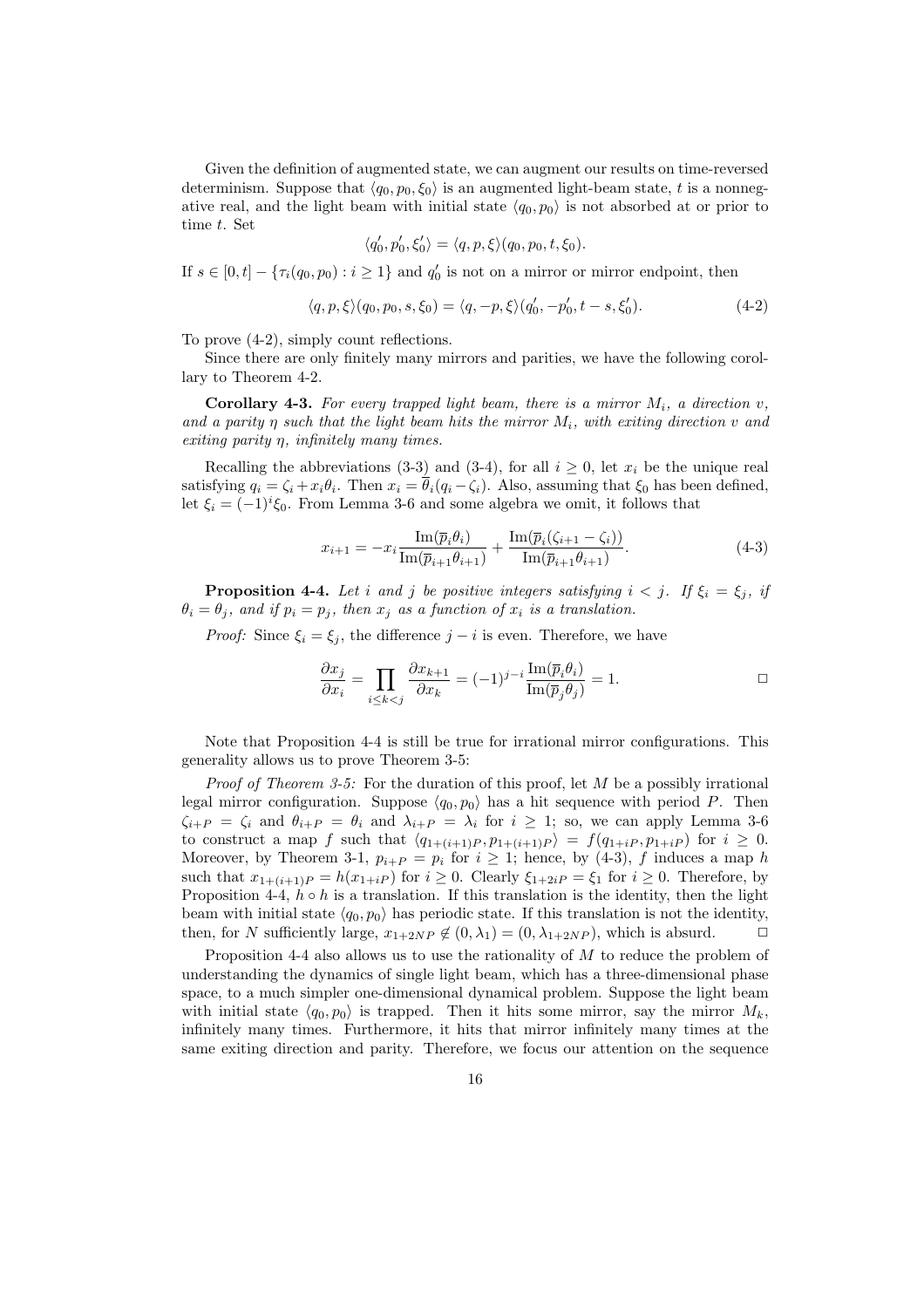Given the definition of augmented state, we can augment our results on time-reversed determinism. Suppose that $\langle q_0, p_0, \xi_0 \rangle$ is an augmented light-beam state, $t$ is a nonnegative real, and the light beam with initial state $\langle q_0, p_0 \rangle$ is not absorbed at or prior to time $t$. Set

$$\langle q_0', p_0', \xi_0' \rangle = \langle q, p, \xi \rangle (q_0, p_0, t, \xi_0).$$

If $s \in [0, t] - \{\tau_i(q_0, p_0) : i \geq 1\}$ and $q_0'$ is not on a mirror or mirror endpoint, then

$$\langle q, p, \xi \rangle (q_0, p_0, s, \xi_0) = \langle q, -p, \xi \rangle (q_0', -p_0', t - s, \xi_0'). \tag{4-2}$$

To prove (4-2), simply count reflections.

Since there are only finitely many mirrors and parities, we have the following corollary to Theorem 4-2.

**Corollary 4-3.** *For every trapped light beam, there is a mirror $M_i$, a direction $v$, and a parity $\eta$ such that the light beam hits the mirror $M_i$, with exiting direction $v$ and exiting parity $\eta$, infinitely many times.*

Recalling the abbreviations (3-3) and (3-4), for all $i \geq 0$, let $x_i$ be the unique real satisfying $q_i = \zeta_i + x_i \theta_i$. Then $x_i = \overline{\theta}_i (q_i - \zeta_i)$. Also, assuming that $\xi_0$ has been defined, let $\xi_i = (-1)^i \xi_0$. From Lemma 3-6 and some algebra we omit, it follows that

$$x_{i+1} = -x_i \frac{\operatorname{Im}(\overline{p}_i \theta_i)}{\operatorname{Im}(\overline{p}_{i+1} \theta_{i+1})} + \frac{\operatorname{Im}(\overline{p}_i (\zeta_{i+1} - \zeta_i))}{\operatorname{Im}(\overline{p}_{i+1} \theta_{i+1})}. \tag{4-3}$$

**Proposition 4-4.** *Let $i$ and $j$ be positive integers satisfying $i < j$. If $\xi_i = \xi_j$, if $\theta_i = \theta_j$, and if $p_i = p_j$, then $x_j$ as a function of $x_i$ is a translation.*

*Proof:* Since $\xi_i = \xi_j$, the difference $j - i$ is even. Therefore, we have

$$\frac{\partial x_j}{\partial x_i} = \prod_{i \leq k < j} \frac{\partial x_{k+1}}{\partial x_k} = (-1)^{j-i} \frac{\operatorname{Im}(\overline{p}_i \theta_i)}{\operatorname{Im}(\overline{p}_j \theta_j)} = 1.$$

□

Note that Proposition 4-4 is still be true for irrational mirror configurations. This generality allows us to prove Theorem 3-5:

*Proof of Theorem 3-5:* For the duration of this proof, let $M$ be a possibly irrational legal mirror configuration. Suppose $\langle q_0, p_0 \rangle$ has a hit sequence with period $P$. Then $\zeta_{i+P} = \zeta_i$ and $\theta_{i+P} = \theta_i$ and $\lambda_{i+P} = \lambda_i$ for $i \geq 1$; so, we can apply Lemma 3-6 to construct a map $f$ such that $\langle q_{1+(i+1)P}, p_{1+(i+1)P} \rangle = f(q_{1+iP}, p_{1+iP})$ for $i \geq 0$. Moreover, by Theorem 3-1, $p_{i+P} = p_i$ for $i \geq 1$; hence, by (4-3), $f$ induces a map $h$ such that $x_{1+(i+1)P} = h(x_{1+iP})$ for $i \geq 0$. Clearly $\xi_{1+2iP} = \xi_1$ for $i \geq 0$. Therefore, by Proposition 4-4, $h \circ h$ is a translation. If this translation is the identity, then the light beam with initial state $\langle q_0, p_0 \rangle$ has periodic state. If this translation is not the identity, then, for $N$ sufficiently large, $x_{1+2NP} \notin (0, \lambda_1) = (0, \lambda_{1+2NP})$, which is absurd. □

Proposition 4-4 also allows us to use the rationality of $M$ to reduce the problem of understanding the dynamics of single light beam, which has a three-dimensional phase space, to a much simpler one-dimensional dynamical problem. Suppose the light beam with initial state $\langle q_0, p_0 \rangle$ is trapped. Then it hits some mirror, say the mirror $M_k$, infinitely many times. Furthermore, it hits that mirror infinitely many times at the same exiting direction and parity. Therefore, we focus our attention on the sequence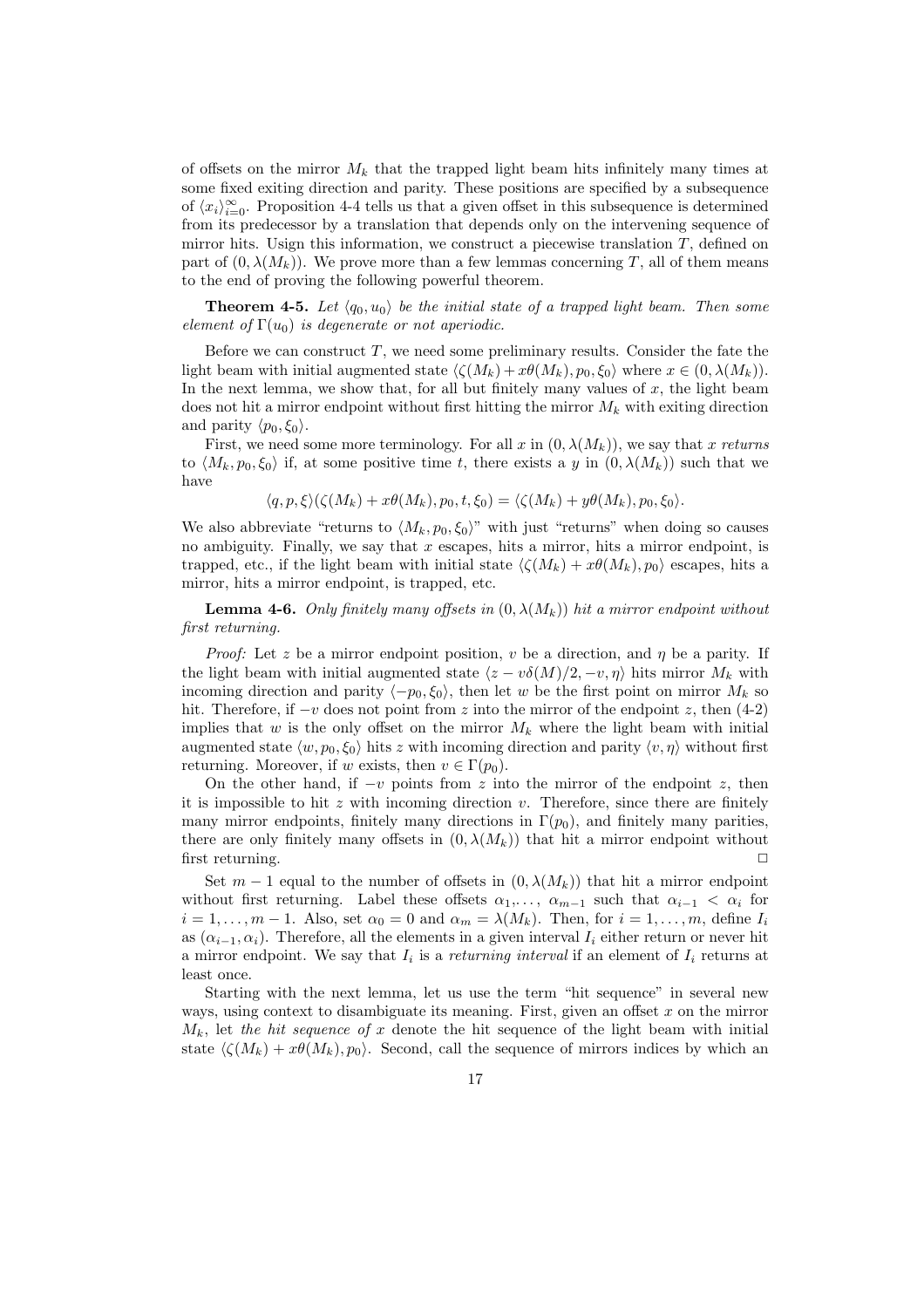of offsets on the mirror $M_k$ that the trapped light beam hits infinitely many times at some fixed exiting direction and parity. These positions are specified by a subsequence of $\langle x_i \rangle_{i=0}^{\infty}$. Proposition 4-4 tells us that a given offset in this subsequence is determined from its predecessor by a translation that depends only on the intervening sequence of mirror hits. Usign this information, we construct a piecewise translation $T$, defined on part of $(0, \lambda(M_k))$. We prove more than a few lemmas concerning $T$, all of them means to the end of proving the following powerful theorem.

**Theorem 4-5.** *Let $\langle q_0, u_0 \rangle$ be the initial state of a trapped light beam. Then some element of $\Gamma(u_0)$ is degenerate or not aperiodic.*

Before we can construct $T$, we need some preliminary results. Consider the fate the light beam with initial augmented state $\langle \zeta(M_k) + x\theta(M_k), p_0, \xi_0 \rangle$ where $x \in (0, \lambda(M_k))$. In the next lemma, we show that, for all but finitely many values of $x$, the light beam does not hit a mirror endpoint without first hitting the mirror $M_k$ with exiting direction and parity $\langle p_0, \xi_0 \rangle$.

First, we need some more terminology. For all $x$ in $(0, \lambda(M_k))$, we say that $x$ *returns* to $\langle M_k, p_0, \xi_0 \rangle$ if, at some positive time $t$, there exists a $y$ in $(0, \lambda(M_k))$ such that we have

$$\langle q, p, \xi \rangle (\zeta(M_k) + x\theta(M_k), p_0, t, \xi_0) = \langle \zeta(M_k) + y\theta(M_k), p_0, \xi_0 \rangle.$$

We also abbreviate "returns to $\langle M_k, p_0, \xi_0 \rangle$" with just "returns" when doing so causes no ambiguity. Finally, we say that $x$ escapes, hits a mirror, hits a mirror endpoint, is trapped, etc., if the light beam with initial state $\langle \zeta(M_k) + x\theta(M_k), p_0 \rangle$ escapes, hits a mirror, hits a mirror endpoint, is trapped, etc.

**Lemma 4-6.** *Only finitely many offsets in $(0, \lambda(M_k))$ hit a mirror endpoint without first returning.*

*Proof:* Let $z$ be a mirror endpoint position, $v$ be a direction, and $\eta$ be a parity. If the light beam with initial augmented state $\langle z - v\delta(M)/2, -v, \eta \rangle$ hits mirror $M_k$ with incoming direction and parity $\langle -p_0, \xi_0 \rangle$, then let $w$ be the first point on mirror $M_k$ so hit. Therefore, if $-v$ does not point from $z$ into the mirror of the endpoint $z$, then (4-2) implies that $w$ is the only offset on the mirror $M_k$ where the light beam with initial augmented state $\langle w, p_0, \xi_0 \rangle$ hits $z$ with incoming direction and parity $\langle v, \eta \rangle$ without first returning. Moreover, if $w$ exists, then $v \in \Gamma(p_0)$.

On the other hand, if $-v$ points from $z$ into the mirror of the endpoint $z$, then it is impossible to hit $z$ with incoming direction $v$. Therefore, since there are finitely many mirror endpoints, finitely many directions in $\Gamma(p_0)$, and finitely many parities, there are only finitely many offsets in $(0, \lambda(M_k))$ that hit a mirror endpoint without first returning. □

Set $m - 1$ equal to the number of offsets in $(0, \lambda(M_k))$ that hit a mirror endpoint without first returning. Label these offsets $\alpha_1, \ldots, \alpha_{m-1}$ such that $\alpha_{i-1} < \alpha_i$ for $i = 1, \ldots, m-1$. Also, set $\alpha_0 = 0$ and $\alpha_m = \lambda(M_k)$. Then, for $i = 1, \ldots, m$, define $I_i$ as $(\alpha_{i-1}, \alpha_i)$. Therefore, all the elements in a given interval $I_i$ either return or never hit a mirror endpoint. We say that $I_i$ is a *returning interval* if an element of $I_i$ returns at least once.

Starting with the next lemma, let us use the term "hit sequence" in several new ways, using context to disambiguate its meaning. First, given an offset $x$ on the mirror $M_k$, let *the hit sequence of $x$* denote the hit sequence of the light beam with initial state $\langle \zeta(M_k) + x\theta(M_k), p_0 \rangle$. Second, call the sequence of mirrors indices by which an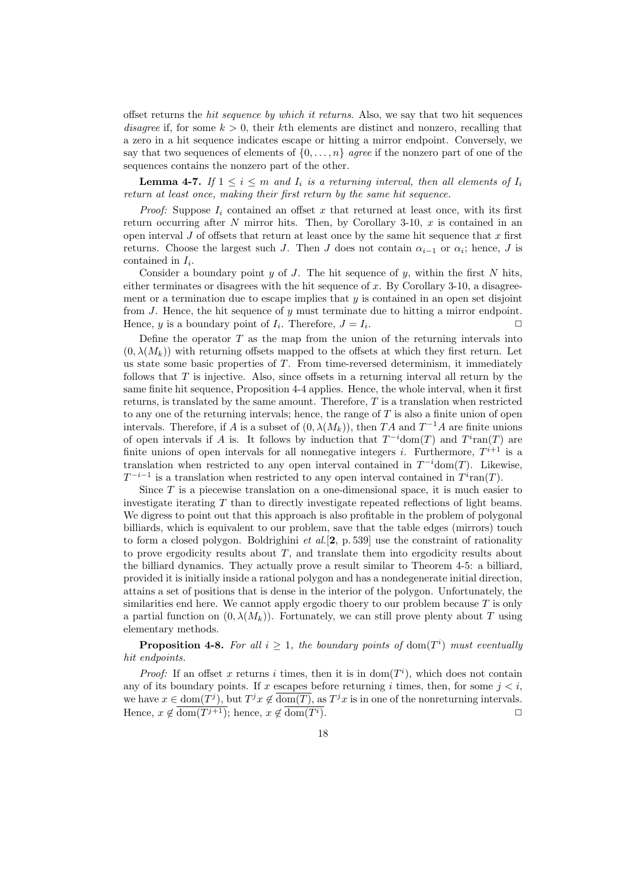offset returns the *hit sequence by which it returns*. Also, we say that two hit sequences *disagree* if, for some $k > 0$, their $k$th elements are distinct and nonzero, recalling that a zero in a hit sequence indicates escape or hitting a mirror endpoint. Conversely, we say that two sequences of elements of $\{0, \ldots, n\}$ *agree* if the nonzero part of one of the sequences contains the nonzero part of the other.

**Lemma 4-7.** *If $1 \leq i \leq m$ and $I_i$ is a returning interval, then all elements of $I_i$ return at least once, making their first return by the same hit sequence.*

*Proof:* Suppose $I_i$ contained an offset $x$ that returned at least once, with its first return occurring after $N$ mirror hits. Then, by Corollary 3-10, $x$ is contained in an open interval $J$ of offsets that return at least once by the same hit sequence that $x$ first returns. Choose the largest such $J$. Then $J$ does not contain $\alpha_{i-1}$ or $\alpha_i$; hence, $J$ is contained in $I_i$.

Consider a boundary point $y$ of $J$. The hit sequence of $y$, within the first $N$ hits, either terminates or disagrees with the hit sequence of $x$. By Corollary 3-10, a disagreement or a termination due to escape implies that $y$ is contained in an open set disjoint from $J$. Hence, the hit sequence of $y$ must terminate due to hitting a mirror endpoint. Hence, $y$ is a boundary point of $I_i$. Therefore, $J = I_i$. □

Define the operator $T$ as the map from the union of the returning intervals into $(0, \lambda(M_k))$ with returning offsets mapped to the offsets at which they first return. Let us state some basic properties of $T$. From time-reversed determinism, it immediately follows that $T$ is injective. Also, since offsets in a returning interval all return by the same finite hit sequence, Proposition 4-4 applies. Hence, the whole interval, when it first returns, is translated by the same amount. Therefore, $T$ is a translation when restricted to any one of the returning intervals; hence, the range of $T$ is also a finite union of open intervals. Therefore, if $A$ is a subset of $(0, \lambda(M_k))$, then $TA$ and $T^{-1}A$ are finite unions of open intervals if $A$ is. It follows by induction that $T^{-i}\mathrm{dom}(T)$ and $T^i\mathrm{ran}(T)$ are finite unions of open intervals for all nonnegative integers $i$. Furthermore, $T^{i+1}$ is a translation when restricted to any open interval contained in $T^{-i}\mathrm{dom}(T)$. Likewise, $T^{-i-1}$ is a translation when restricted to any open interval contained in $T^i\mathrm{ran}(T)$.

Since $T$ is a piecewise translation on a one-dimensional space, it is much easier to investigate iterating $T$ than to directly investigate repeated reflections of light beams. We digress to point out that this approach is also profitable in the problem of polygonal billiards, which is equivalent to our problem, save that the table edges (mirrors) touch to form a closed polygon. Boldrighini *et al.*[**2**, p. 539] use the constraint of rationality to prove ergodicity results about $T$, and translate them into ergodicity results about the billiard dynamics. They actually prove a result similar to Theorem 4-5: a billiard, provided it is initially inside a rational polygon and has a nondegenerate initial direction, attains a set of positions that is dense in the interior of the polygon. Unfortunately, the similarities end here. We cannot apply ergodic thoery to our problem because $T$ is only a partial function on $(0, \lambda(M_k))$. Fortunately, we can still prove plenty about $T$ using elementary methods.

**Proposition 4-8.** *For all $i \geq 1$, the boundary points of $\mathrm{dom}(T^i)$ must eventually hit endpoints.*

*Proof:* If an offset $x$ returns $i$ times, then it is in $\mathrm{dom}(T^i)$, which does not contain any of its boundary points. If $x$ escapes before returning $i$ times, then, for some $j < i$, we have $x \in \overline{\mathrm{dom}(T^j)}$, but $T^j x \notin \overline{\mathrm{dom}(T)}$, as $T^j x$ is in one of the nonreturning intervals. Hence, $x \notin \overline{\mathrm{dom}(T^{j+1})}$; hence, $x \notin \overline{\mathrm{dom}(T^i)}$. □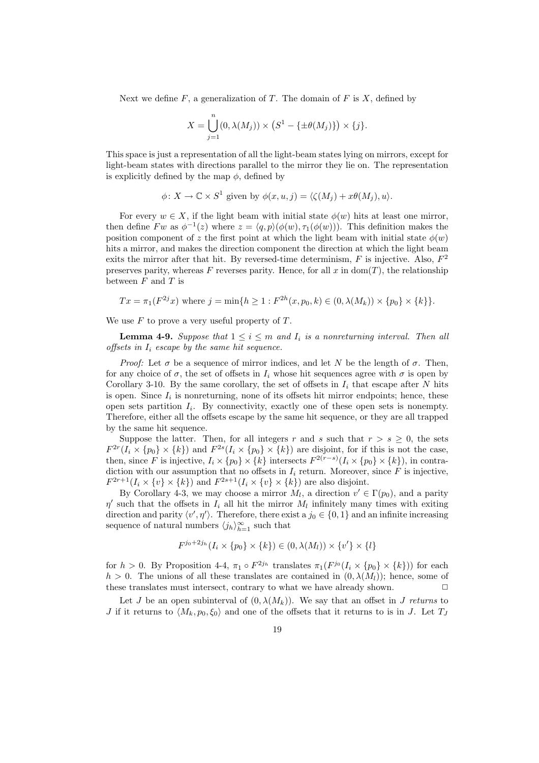Next we define $F$, a generalization of $T$. The domain of $F$ is $X$, defined by

$$X = \bigcup_{j=1}^{n} (0, \lambda(M_j)) \times \left(S^1 - \{\pm\theta(M_j)\}\right) \times \{j\}.$$

This space is just a representation of all the light-beam states lying on mirrors, except for light-beam states with directions parallel to the mirror they lie on. The representation is explicitly defined by the map $\phi$, defined by

$$\phi \colon X \to \mathbb{C} \times S^1 \text{ given by } \phi(x, u, j) = \langle \zeta(M_j) + x\theta(M_j), u \rangle.$$

For every $w \in X$, if the light beam with initial state $\phi(w)$ hits at least one mirror, then define $Fw$ as $\phi^{-1}(z)$ where $z = \langle q, p \rangle(\phi(w), \tau_1(\phi(w)))$. This definition makes the position component of $z$ the first point at which the light beam with initial state $\phi(w)$ hits a mirror, and makes the direction component the direction at which the light beam exits the mirror after that hit. By reversed-time determinism, $F$ is injective. Also, $F^2$ preserves parity, whereas $F$ reverses parity. Hence, for all $x$ in $\mathrm{dom}(T)$, the relationship between $F$ and $T$ is

$$Tx = \pi_1(F^{2j}x) \text{ where } j = \min\{h \geq 1 : F^{2h}(x, p_0, k) \in (0, \lambda(M_k)) \times \{p_0\} \times \{k\}\}.$$

We use $F$ to prove a very useful property of $T$.

**Lemma 4-9.** *Suppose that $1 \leq i \leq m$ and $I_i$ is a nonreturning interval. Then all offsets in $I_i$ escape by the same hit sequence.*

*Proof:* Let $\sigma$ be a sequence of mirror indices, and let $N$ be the length of $\sigma$. Then, for any choice of $\sigma$, the set of offsets in $I_i$ whose hit sequences agree with $\sigma$ is open by Corollary 3-10. By the same corollary, the set of offsets in $I_i$ that escape after $N$ hits is open. Since $I_i$ is nonreturning, none of its offsets hit mirror endpoints; hence, these open sets partition $I_i$. By connectivity, exactly one of these open sets is nonempty. Therefore, either all the offsets escape by the same hit sequence, or they are all trapped by the same hit sequence.

Suppose the latter. Then, for all integers $r$ and $s$ such that $r > s \geq 0$, the sets $F^{2r}(I_i \times \{p_0\} \times \{k\})$ and $F^{2s}(I_i \times \{p_0\} \times \{k\})$ are disjoint, for if this is not the case, then, since $F$ is injective, $I_i \times \{p_0\} \times \{k\}$ intersects $F^{2(r-s)}(I_i \times \{p_0\} \times \{k\})$, in contradiction with our assumption that no offsets in $I_i$ return. Moreover, since $F$ is injective, $F^{2r+1}(I_i \times \{v\} \times \{k\})$ and $F^{2s+1}(I_i \times \{v\} \times \{k\})$ are also disjoint.

By Corollary 4-3, we may choose a mirror $M_l$, a direction $v' \in \Gamma(p_0)$, and a parity $\eta'$ such that the offsets in $I_i$ all hit the mirror $M_l$ infinitely many times with exiting direction and parity $\langle v', \eta' \rangle$. Therefore, there exist a $j_0 \in \{0, 1\}$ and an infinite increasing sequence of natural numbers $\langle j_h \rangle_{h=1}^{\infty}$ such that

$$F^{j_0 + 2j_h}(I_i \times \{p_0\} \times \{k\}) \in (0, \lambda(M_l)) \times \{v'\} \times \{l\}$$

for $h > 0$. By Proposition 4-4, $\pi_1 \circ F^{2j_h}$ translates $\pi_1(F^{j_0}(I_i \times \{p_0\} \times \{k\}))$ for each $h > 0$. The unions of all these translates are contained in $(0, \lambda(M_l))$; hence, some of these translates must intersect, contrary to what we have already shown. $\square$

Let $J$ be an open subinterval of $(0, \lambda(M_k))$. We say that an offset in $J$ *returns* to $J$ if it returns to $\langle M_k, p_0, \xi_0 \rangle$ and one of the offsets that it returns to is in $J$. Let $T_J$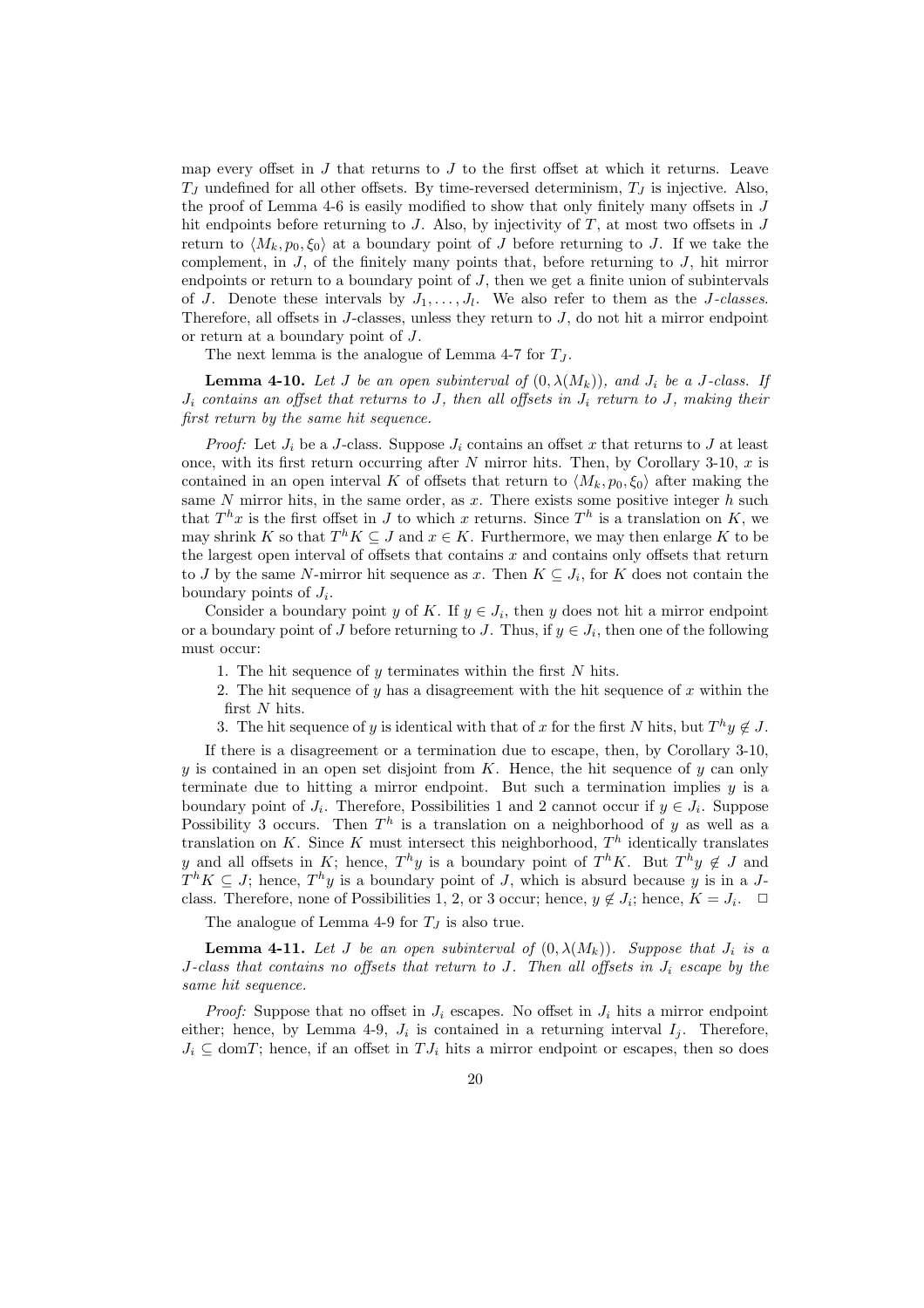map every offset in $J$ that returns to $J$ to the first offset at which it returns. Leave $T_J$ undefined for all other offsets. By time-reversed determinism, $T_J$ is injective. Also, the proof of Lemma 4-6 is easily modified to show that only finitely many offsets in $J$ hit endpoints before returning to $J$. Also, by injectivity of $T$, at most two offsets in $J$ return to $\langle M_k, p_0, \xi_0 \rangle$ at a boundary point of $J$ before returning to $J$. If we take the complement, in $J$, of the finitely many points that, before returning to $J$, hit mirror endpoints or return to a boundary point of $J$, then we get a finite union of subintervals of $J$. Denote these intervals by $J_1, \ldots, J_l$. We also refer to them as the *$J$-classes*. Therefore, all offsets in $J$-classes, unless they return to $J$, do not hit a mirror endpoint or return at a boundary point of $J$.

The next lemma is the analogue of Lemma 4-7 for $T_J$.

**Lemma 4-10.** *Let $J$ be an open subinterval of $(0, \lambda(M_k))$, and $J_i$ be a $J$-class. If $J_i$ contains an offset that returns to $J$, then all offsets in $J_i$ return to $J$, making their first return by the same hit sequence.*

*Proof:* Let $J_i$ be a $J$-class. Suppose $J_i$ contains an offset $x$ that returns to $J$ at least once, with its first return occurring after $N$ mirror hits. Then, by Corollary 3-10, $x$ is contained in an open interval $K$ of offsets that return to $\langle M_k, p_0, \xi_0 \rangle$ after making the same $N$ mirror hits, in the same order, as $x$. There exists some positive integer $h$ such that $T^h x$ is the first offset in $J$ to which $x$ returns. Since $T^h$ is a translation on $K$, we may shrink $K$ so that $T^h K \subseteq J$ and $x \in K$. Furthermore, we may then enlarge $K$ to be the largest open interval of offsets that contains $x$ and contains only offsets that return to $J$ by the same $N$-mirror hit sequence as $x$. Then $K \subseteq J_i$, for $K$ does not contain the boundary points of $J_i$.

Consider a boundary point $y$ of $K$. If $y \in J_i$, then $y$ does not hit a mirror endpoint or a boundary point of $J$ before returning to $J$. Thus, if $y \in J_i$, then one of the following must occur:

1. The hit sequence of $y$ terminates within the first $N$ hits.
2. The hit sequence of $y$ has a disagreement with the hit sequence of $x$ within the first $N$ hits.
3. The hit sequence of $y$ is identical with that of $x$ for the first $N$ hits, but $T^h y \notin J$.

If there is a disagreement or a termination due to escape, then, by Corollary 3-10, $y$ is contained in an open set disjoint from $K$. Hence, the hit sequence of $y$ can only terminate due to hitting a mirror endpoint. But such a termination implies $y$ is a boundary point of $J_i$. Therefore, Possibilities 1 and 2 cannot occur if $y \in J_i$. Suppose Possibility 3 occurs. Then $T^h$ is a translation on a neighborhood of $y$ as well as a translation on $K$. Since $K$ must intersect this neighborhood, $T^h$ identically translates $y$ and all offsets in $K$; hence, $T^h y$ is a boundary point of $T^h K$. But $T^h y \notin J$ and $T^h K \subseteq J$; hence, $T^h y$ is a boundary point of $J$, which is absurd because $y$ is in a $J$-class. Therefore, none of Possibilities 1, 2, or 3 occur; hence, $y \notin J_i$; hence, $K = J_i$. □

The analogue of Lemma 4-9 for $T_J$ is also true.

**Lemma 4-11.** *Let $J$ be an open subinterval of $(0, \lambda(M_k))$. Suppose that $J_i$ is a $J$-class that contains no offsets that return to $J$. Then all offsets in $J_i$ escape by the same hit sequence.*

*Proof:* Suppose that no offset in $J_i$ escapes. No offset in $J_i$ hits a mirror endpoint either; hence, by Lemma 4-9, $J_i$ is contained in a returning interval $I_j$. Therefore, $J_i \subseteq \text{dom}T$; hence, if an offset in $TJ_i$ hits a mirror endpoint or escapes, then so does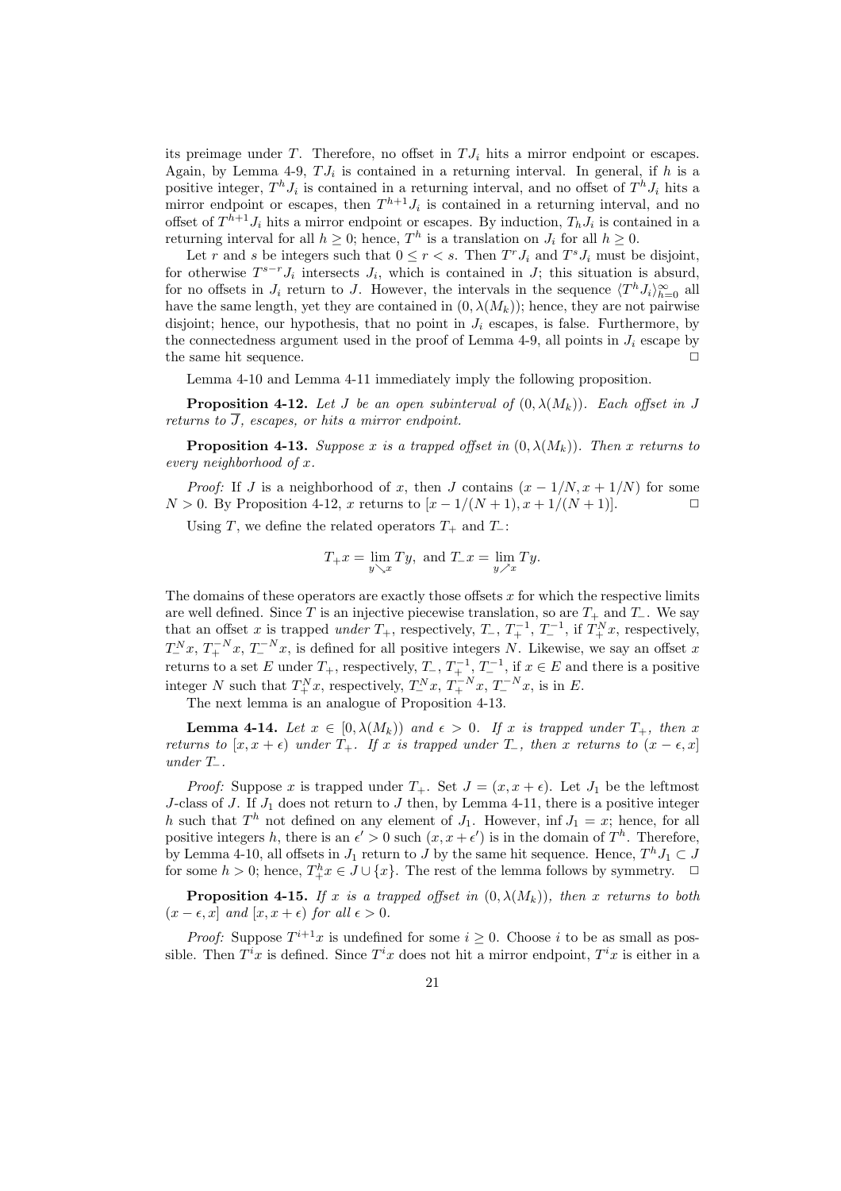its preimage under $T$. Therefore, no offset in $TJ_i$ hits a mirror endpoint or escapes. Again, by Lemma 4-9, $TJ_i$ is contained in a returning interval. In general, if $h$ is a positive integer, $T^h J_i$ is contained in a returning interval, and no offset of $T^h J_i$ hits a mirror endpoint or escapes, then $T^{h+1} J_i$ is contained in a returning interval, and no offset of $T^{h+1} J_i$ hits a mirror endpoint or escapes. By induction, $T_h J_i$ is contained in a returning interval for all $h \geq 0$; hence, $T^h$ is a translation on $J_i$ for all $h \geq 0$.

Let $r$ and $s$ be integers such that $0 \leq r < s$. Then $T^r J_i$ and $T^s J_i$ must be disjoint, for otherwise $T^{s-r} J_i$ intersects $J_i$, which is contained in $J$; this situation is absurd, for no offsets in $J_i$ return to $J$. However, the intervals in the sequence $\langle T^h J_i \rangle_{h=0}^{\infty}$ all have the same length, yet they are contained in $(0, \lambda(M_k))$; hence, they are not pairwise disjoint; hence, our hypothesis, that no point in $J_i$ escapes, is false. Furthermore, by the connectedness argument used in the proof of Lemma 4-9, all points in $J_i$ escape by the same hit sequence. □

Lemma 4-10 and Lemma 4-11 immediately imply the following proposition.

**Proposition 4-12.** *Let $J$ be an open subinterval of $(0, \lambda(M_k))$. Each offset in $J$ returns to $\overline{J}$, escapes, or hits a mirror endpoint.*

**Proposition 4-13.** *Suppose $x$ is a trapped offset in $(0, \lambda(M_k))$. Then $x$ returns to every neighborhood of $x$.*

*Proof:* If $J$ is a neighborhood of $x$, then $J$ contains $(x - 1/N, x + 1/N)$ for some $N > 0$. By Proposition 4-12, $x$ returns to $[x - 1/(N+1), x + 1/(N+1)]$. □

Using $T$, we define the related operators $T_+$ and $T_-$:

$$T_+ x = \lim_{y \searrow x} Ty, \text{ and } T_- x = \lim_{y \nearrow x} Ty.$$

The domains of these operators are exactly those offsets $x$ for which the respective limits are well defined. Since $T$ is an injective piecewise translation, so are $T_+$ and $T_-$. We say that an offset $x$ is trapped *under* $T_+$, respectively, $T_-$, $T_+^{-1}$, $T_-^{-1}$, if $T_+^N x$, respectively, $T_-^N x$, $T_+^{-N} x$, $T_-^{-N} x$, is defined for all positive integers $N$. Likewise, we say an offset $x$ returns to a set $E$ under $T_+$, respectively, $T_-$, $T_+^{-1}$, $T_-^{-1}$, if $x \in E$ and there is a positive integer $N$ such that $T_+^N x$, respectively, $T_-^N x$, $T_+^{-N} x$, $T_-^{-N} x$, is in $E$.

The next lemma is an analogue of Proposition 4-13.

**Lemma 4-14.** *Let $x \in [0, \lambda(M_k))$ and $\epsilon > 0$. If $x$ is trapped under $T_+$, then $x$ returns to $[x, x + \epsilon)$ under $T_+$. If $x$ is trapped under $T_-$, then $x$ returns to $(x - \epsilon, x]$ under $T_-$.*

*Proof:* Suppose $x$ is trapped under $T_+$. Set $J = (x, x + \epsilon)$. Let $J_1$ be the leftmost $J$-class of $J$. If $J_1$ does not return to $J$ then, by Lemma 4-11, there is a positive integer $h$ such that $T^h$ not defined on any element of $J_1$. However, $\inf J_1 = x$; hence, for all positive integers $h$, there is an $\epsilon' > 0$ such $(x, x + \epsilon')$ is in the domain of $T^h$. Therefore, by Lemma 4-10, all offsets in $J_1$ return to $J$ by the same hit sequence. Hence, $T^h J_1 \subset J$ for some $h > 0$; hence, $T_+^h x \in J \cup \{x\}$. The rest of the lemma follows by symmetry. □

**Proposition 4-15.** *If $x$ is a trapped offset in $(0, \lambda(M_k))$, then $x$ returns to both $(x - \epsilon, x]$ and $[x, x + \epsilon)$ for all $\epsilon > 0$.*

*Proof:* Suppose $T^{i+1} x$ is undefined for some $i \geq 0$. Choose $i$ to be as small as possible. Then $T^i x$ is defined. Since $T^i x$ does not hit a mirror endpoint, $T^i x$ is either in a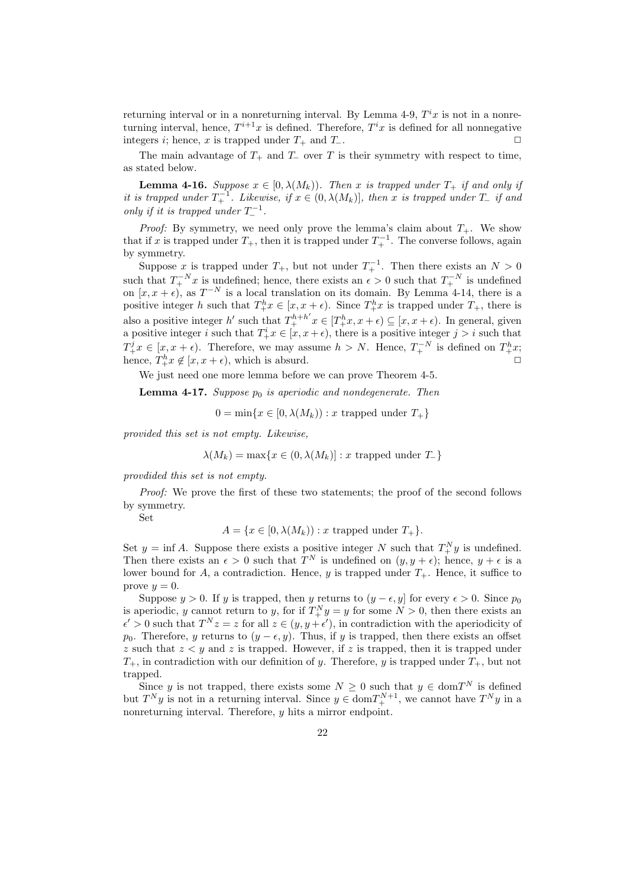returning interval or in a nonreturning interval. By Lemma 4-9, $T^i x$ is not in a nonreturning interval, hence, $T^{i+1}x$ is defined. Therefore, $T^i x$ is defined for all nonnegative integers $i$; hence, $x$ is trapped under $T_+$ and $T_-$. □

The main advantage of $T_+$ and $T_-$ over $T$ is their symmetry with respect to time, as stated below.

**Lemma 4-16.** *Suppose $x \in [0, \lambda(M_k))$. Then $x$ is trapped under $T_+$ if and only if it is trapped under $T_+^{-1}$. Likewise, if $x \in (0, \lambda(M_k)]$, then $x$ is trapped under $T_-$ if and only if it is trapped under $T_-^{-1}$.*

*Proof:* By symmetry, we need only prove the lemma's claim about $T_+$. We show that if $x$ is trapped under $T_+$, then it is trapped under $T_+^{-1}$. The converse follows, again by symmetry.

Suppose $x$ is trapped under $T_+$, but not under $T_+^{-1}$. Then there exists an $N > 0$ such that $T_+^{-N}x$ is undefined; hence, there exists an $\epsilon > 0$ such that $T_+^{-N}$ is undefined on $[x, x+\epsilon)$, as $T^{-N}$ is a local translation on its domain. By Lemma 4-14, there is a positive integer $h$ such that $T_+^h x \in [x, x+\epsilon)$. Since $T_+^h x$ is trapped under $T_+$, there is also a positive integer $h'$ such that $T_+^{h+h'}x \in [T_+^h x, x+\epsilon) \subseteq [x, x+\epsilon)$. In general, given a positive integer $i$ such that $T_+^i x \in [x, x+\epsilon)$, there is a positive integer $j > i$ such that $T_+^j x \in [x, x+\epsilon)$. Therefore, we may assume $h > N$. Hence, $T_+^{-N}$ is defined on $T_+^h x$; hence, $T_+^h x \notin [x, x+\epsilon)$, which is absurd. □

We just need one more lemma before we can prove Theorem 4-5.

**Lemma 4-17.** *Suppose $p_0$ is aperiodic and nondegenerate. Then*

$$0 = \min\{x \in [0, \lambda(M_k)) : x \text{ trapped under } T_+\}$$

*provided this set is not empty. Likewise,*

$$\lambda(M_k) = \max\{x \in (0, \lambda(M_k)] : x \text{ trapped under } T_-\}$$

*provdided this set is not empty.*

*Proof:* We prove the first of these two statements; the proof of the second follows by symmetry.

Set

$$A = \{x \in [0, \lambda(M_k)) : x \text{ trapped under } T_+\}.$$

Set $y = \inf A$. Suppose there exists a positive integer $N$ such that $T_+^N y$ is undefined. Then there exists an $\epsilon > 0$ such that $T^N$ is undefined on $(y, y+\epsilon)$; hence, $y+\epsilon$ is a lower bound for $A$, a contradiction. Hence, $y$ is trapped under $T_+$. Hence, it suffice to prove $y = 0$.

Suppose $y > 0$. If $y$ is trapped, then $y$ returns to $(y-\epsilon, y]$ for every $\epsilon > 0$. Since $p_0$ is aperiodic, $y$ cannot return to $y$, for if $T_+^N y = y$ for some $N > 0$, then there exists an $\epsilon' > 0$ such that $T^N z = z$ for all $z \in (y, y+\epsilon')$, in contradiction with the aperiodicity of $p_0$. Therefore, $y$ returns to $(y-\epsilon, y)$. Thus, if $y$ is trapped, then there exists an offset $z$ such that $z < y$ and $z$ is trapped. However, if $z$ is trapped, then it is trapped under $T_+$, in contradiction with our definition of $y$. Therefore, $y$ is trapped under $T_+$, but not trapped.

Since $y$ is not trapped, there exists some $N \geq 0$ such that $y \in \mathrm{dom} T^N$ is defined but $T^N y$ is not in a returning interval. Since $y \in \mathrm{dom} T_+^{N+1}$, we cannot have $T^N y$ in a nonreturning interval. Therefore, $y$ hits a mirror endpoint.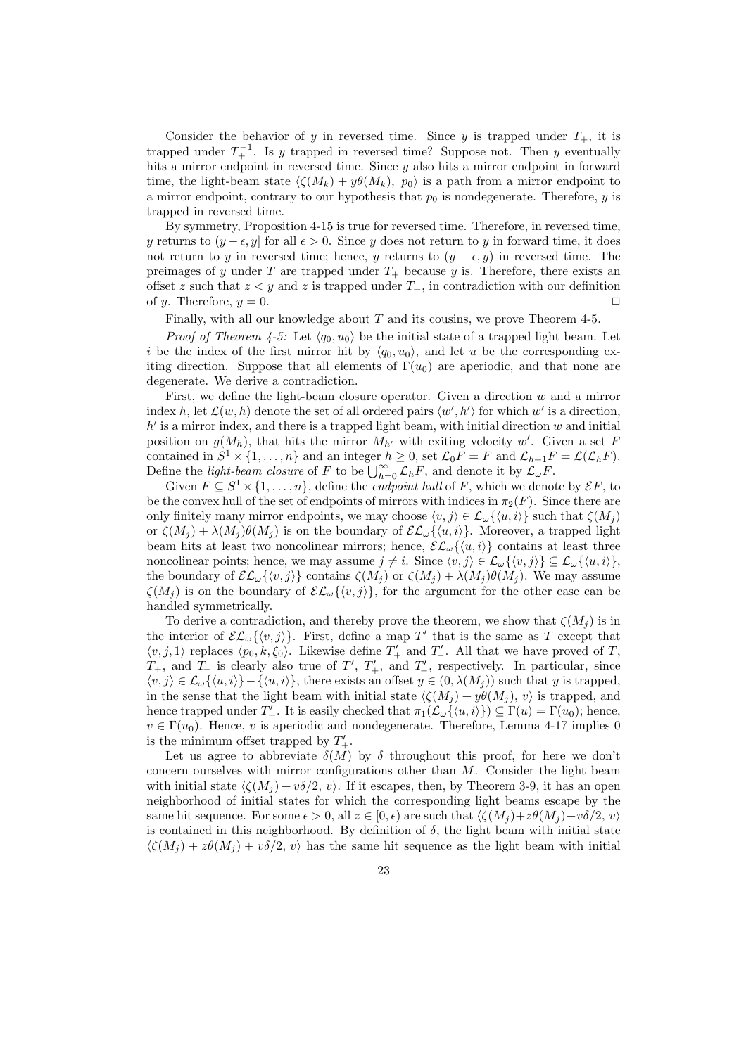Consider the behavior of $y$ in reversed time. Since $y$ is trapped under $T_+$, it is trapped under $T_+^{-1}$. Is $y$ trapped in reversed time? Suppose not. Then $y$ eventually hits a mirror endpoint in reversed time. Since $y$ also hits a mirror endpoint in forward time, the light-beam state $\langle \zeta(M_k) + y\theta(M_k),\ p_0\rangle$ is a path from a mirror endpoint to a mirror endpoint, contrary to our hypothesis that $p_0$ is nondegenerate. Therefore, $y$ is trapped in reversed time.

By symmetry, Proposition 4-15 is true for reversed time. Therefore, in reversed time, $y$ returns to $(y-\epsilon, y]$ for all $\epsilon > 0$. Since $y$ does not return to $y$ in forward time, it does not return to $y$ in reversed time; hence, $y$ returns to $(y-\epsilon, y)$ in reversed time. The preimages of $y$ under $T$ are trapped under $T_+$ because $y$ is. Therefore, there exists an offset $z$ such that $z < y$ and $z$ is trapped under $T_+$, in contradiction with our definition of $y$. Therefore, $y = 0$. $\square$

Finally, with all our knowledge about $T$ and its cousins, we prove Theorem 4-5.

*Proof of Theorem 4-5:* Let $\langle q_0, u_0\rangle$ be the initial state of a trapped light beam. Let $i$ be the index of the first mirror hit by $\langle q_0, u_0\rangle$, and let $u$ be the corresponding exiting direction. Suppose that all elements of $\Gamma(u_0)$ are aperiodic, and that none are degenerate. We derive a contradiction.

First, we define the light-beam closure operator. Given a direction $w$ and a mirror index $h$, let $\mathcal{L}(w, h)$ denote the set of all ordered pairs $\langle w', h'\rangle$ for which $w'$ is a direction, $h'$ is a mirror index, and there is a trapped light beam, with initial direction $w$ and initial position on $g(M_h)$, that hits the mirror $M_{h'}$ with exiting velocity $w'$. Given a set $F$ contained in $S^1 \times \{1, \ldots, n\}$ and an integer $h \geq 0$, set $\mathcal{L}_0 F = F$ and $\mathcal{L}_{h+1} F = \mathcal{L}(\mathcal{L}_h F)$. Define the *light-beam closure* of $F$ to be $\bigcup_{h=0}^{\infty} \mathcal{L}_h F$, and denote it by $\mathcal{L}_\omega F$.

Given $F \subseteq S^1 \times \{1, \ldots, n\}$, define the *endpoint hull* of $F$, which we denote by $\mathcal{E}F$, to be the convex hull of the set of endpoints of mirrors with indices in $\pi_2(F)$. Since there are only finitely many mirror endpoints, we may choose $\langle v, j\rangle \in \mathcal{L}_\omega\{\langle u, i\rangle\}$ such that $\zeta(M_j)$ or $\zeta(M_j) + \lambda(M_j)\theta(M_j)$ is on the boundary of $\mathcal{E}\mathcal{L}_\omega\{\langle u, i\rangle\}$. Moreover, a trapped light beam hits at least two noncolinear mirrors; hence, $\mathcal{E}\mathcal{L}_\omega\{\langle u, i\rangle\}$ contains at least three noncolinear points; hence, we may assume $j \neq i$. Since $\langle v, j\rangle \in \mathcal{L}_\omega\{\langle v, j\rangle\} \subseteq \mathcal{L}_\omega\{\langle u, i\rangle\}$, the boundary of $\mathcal{E}\mathcal{L}_\omega\{\langle v, j\rangle\}$ contains $\zeta(M_j)$ or $\zeta(M_j) + \lambda(M_j)\theta(M_j)$. We may assume $\zeta(M_j)$ is on the boundary of $\mathcal{E}\mathcal{L}_\omega\{\langle v, j\rangle\}$, for the argument for the other case can be handled symmetrically.

To derive a contradiction, and thereby prove the theorem, we show that $\zeta(M_j)$ is in the interior of $\mathcal{E}\mathcal{L}_\omega\{\langle v, j\rangle\}$. First, define a map $T'$ that is the same as $T$ except that $\langle v, j, 1\rangle$ replaces $\langle p_0, k, \xi_0\rangle$. Likewise define $T'_+$ and $T'_-$. All that we have proved of $T$, $T_+$, and $T_-$ is clearly also true of $T'$, $T'_+$, and $T'_-$, respectively. In particular, since $\langle v, j\rangle \in \mathcal{L}_\omega\{\langle u, i\rangle\} - \{\langle u, i\rangle\}$, there exists an offset $y \in (0, \lambda(M_j))$ such that $y$ is trapped, in the sense that the light beam with initial state $\langle \zeta(M_j) + y\theta(M_j),\ v\rangle$ is trapped, and hence trapped under $T'_+$. It is easily checked that $\pi_1(\mathcal{L}_\omega\{\langle u, i\rangle\}) \subseteq \Gamma(u) = \Gamma(u_0)$; hence, $v \in \Gamma(u_0)$. Hence, $v$ is aperiodic and nondegenerate. Therefore, Lemma 4-17 implies 0 is the minimum offset trapped by $T'_+$.

Let us agree to abbreviate $\delta(M)$ by $\delta$ throughout this proof, for here we don't concern ourselves with mirror configurations other than $M$. Consider the light beam with initial state $\langle \zeta(M_j) + v\delta/2,\ v\rangle$. If it escapes, then, by Theorem 3-9, it has an open neighborhood of initial states for which the corresponding light beams escape by the same hit sequence. For some $\epsilon > 0$, all $z \in [0, \epsilon)$ are such that $\langle \zeta(M_j) + z\theta(M_j) + v\delta/2,\ v\rangle$ is contained in this neighborhood. By definition of $\delta$, the light beam with initial state $\langle \zeta(M_j) + z\theta(M_j) + v\delta/2,\ v\rangle$ has the same hit sequence as the light beam with initial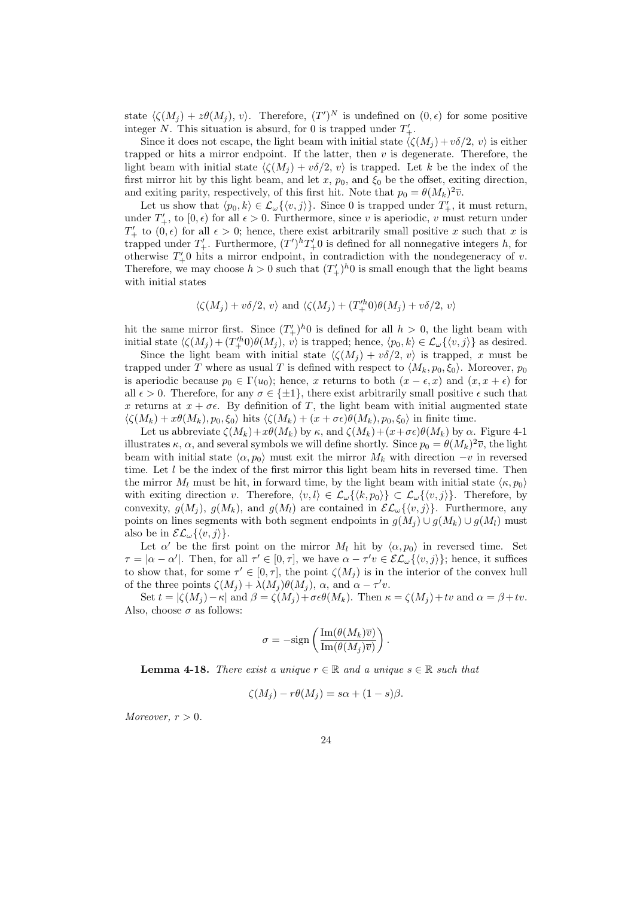state $\langle \zeta(M_j) + z\theta(M_j),\, v\rangle$. Therefore, $(T')^N$ is undefined on $(0, \epsilon)$ for some positive integer $N$. This situation is absurd, for 0 is trapped under $T'_+$.

Since it does not escape, the light beam with initial state $\langle \zeta(M_j) + v\delta/2,\, v\rangle$ is either trapped or hits a mirror endpoint. If the latter, then $v$ is degenerate. Therefore, the light beam with initial state $\langle \zeta(M_j) + v\delta/2,\, v\rangle$ is trapped. Let $k$ be the index of the first mirror hit by this light beam, and let $x$, $p_0$, and $\xi_0$ be the offset, exiting direction, and exiting parity, respectively, of this first hit. Note that $p_0 = \theta(M_k)^2\overline{v}$.

Let us show that $\langle p_0, k\rangle \in \mathcal{L}_\omega\{\langle v, j\rangle\}$. Since 0 is trapped under $T'_+$, it must return, under $T'_+$, to $[0, \epsilon)$ for all $\epsilon > 0$. Furthermore, since $v$ is aperiodic, $v$ must return under $T'_+$ to $(0, \epsilon)$ for all $\epsilon > 0$; hence, there exist arbitrarily small positive $x$ such that $x$ is trapped under $T'_+$. Furthermore, $(T')^h T'_+ 0$ is defined for all nonnegative integers $h$, for otherwise $T'_+ 0$ hits a mirror endpoint, in contradiction with the nondegeneracy of $v$. Therefore, we may choose $h > 0$ such that $(T'_+)^h 0$ is small enough that the light beams with initial states

$$\langle \zeta(M_j) + v\delta/2,\, v\rangle \text{ and } \langle \zeta(M_j) + (T'^h_+ 0)\theta(M_j) + v\delta/2,\, v\rangle$$

hit the same mirror first. Since $(T'_+)^h 0$ is defined for all $h > 0$, the light beam with initial state $\langle \zeta(M_j) + (T'^h_+ 0)\theta(M_j),\, v\rangle$ is trapped; hence, $\langle p_0, k\rangle \in \mathcal{L}_\omega\{\langle v, j\rangle\}$ as desired.

Since the light beam with initial state $\langle \zeta(M_j) + v\delta/2,\, v\rangle$ is trapped, $x$ must be trapped under $T$ where as usual $T$ is defined with respect to $\langle M_k, p_0, \xi_0\rangle$. Moreover, $p_0$ is aperiodic because $p_0 \in \Gamma(u_0)$; hence, $x$ returns to both $(x - \epsilon, x)$ and $(x, x + \epsilon)$ for all $\epsilon > 0$. Therefore, for any $\sigma \in \{\pm 1\}$, there exist arbitrarily small positive $\epsilon$ such that $x$ returns at $x + \sigma\epsilon$. By definition of $T$, the light beam with initial augmented state $\langle \zeta(M_k) + x\theta(M_k), p_0, \xi_0\rangle$ hits $\langle \zeta(M_k) + (x + \sigma\epsilon)\theta(M_k), p_0, \xi_0\rangle$ in finite time.

Let us abbreviate $\zeta(M_k) + x\theta(M_k)$ by $\kappa$, and $\zeta(M_k) + (x+\sigma\epsilon)\theta(M_k)$ by $\alpha$. Figure 4-1 illustrates $\kappa$, $\alpha$, and several symbols we will define shortly. Since $p_0 = \theta(M_k)^2\overline{v}$, the light beam with initial state $\langle \alpha, p_0\rangle$ must exit the mirror $M_k$ with direction $-v$ in reversed time. Let $l$ be the index of the first mirror this light beam hits in reversed time. Then the mirror $M_l$ must be hit, in forward time, by the light beam with initial state $\langle \kappa, p_0\rangle$ with exiting direction $v$. Therefore, $\langle v, l\rangle \in \mathcal{L}_\omega\{\langle k, p_0\rangle\} \subset \mathcal{L}_\omega\{\langle v, j\rangle\}$. Therefore, by convexity, $g(M_j)$, $g(M_k)$, and $g(M_l)$ are contained in $\mathcal{EL}_\omega\{\langle v, j\rangle\}$. Furthermore, any points on lines segments with both segment endpoints in $g(M_j) \cup g(M_k) \cup g(M_l)$ must also be in $\mathcal{EL}_\omega\{\langle v, j\rangle\}$.

Let $\alpha'$ be the first point on the mirror $M_l$ hit by $\langle \alpha, p_0\rangle$ in reversed time. Set $\tau = |\alpha - \alpha'|$. Then, for all $\tau' \in [0, \tau]$, we have $\alpha - \tau' v \in \mathcal{EL}_\omega\{\langle v, j\rangle\}$; hence, it suffices to show that, for some $\tau' \in [0, \tau]$, the point $\zeta(M_j)$ is in the interior of the convex hull of the three points $\zeta(M_j) + \lambda(M_j)\theta(M_j)$, $\alpha$, and $\alpha - \tau' v$.

Set $t = |\zeta(M_j) - \kappa|$ and $\beta = \zeta(M_j) + \sigma\epsilon\theta(M_k)$. Then $\kappa = \zeta(M_j) + tv$ and $\alpha = \beta + tv$. Also, choose $\sigma$ as follows:

$$\sigma = -\operatorname{sign}\left(\frac{\operatorname{Im}(\theta(M_k)\overline{v})}{\operatorname{Im}(\theta(M_j)\overline{v})}\right).$$

**Lemma 4-18.** *There exist a unique $r \in \mathbb{R}$ and a unique $s \in \mathbb{R}$ such that*

$$\zeta(M_j) - r\theta(M_j) = s\alpha + (1 - s)\beta.$$

*Moreover, $r > 0$.*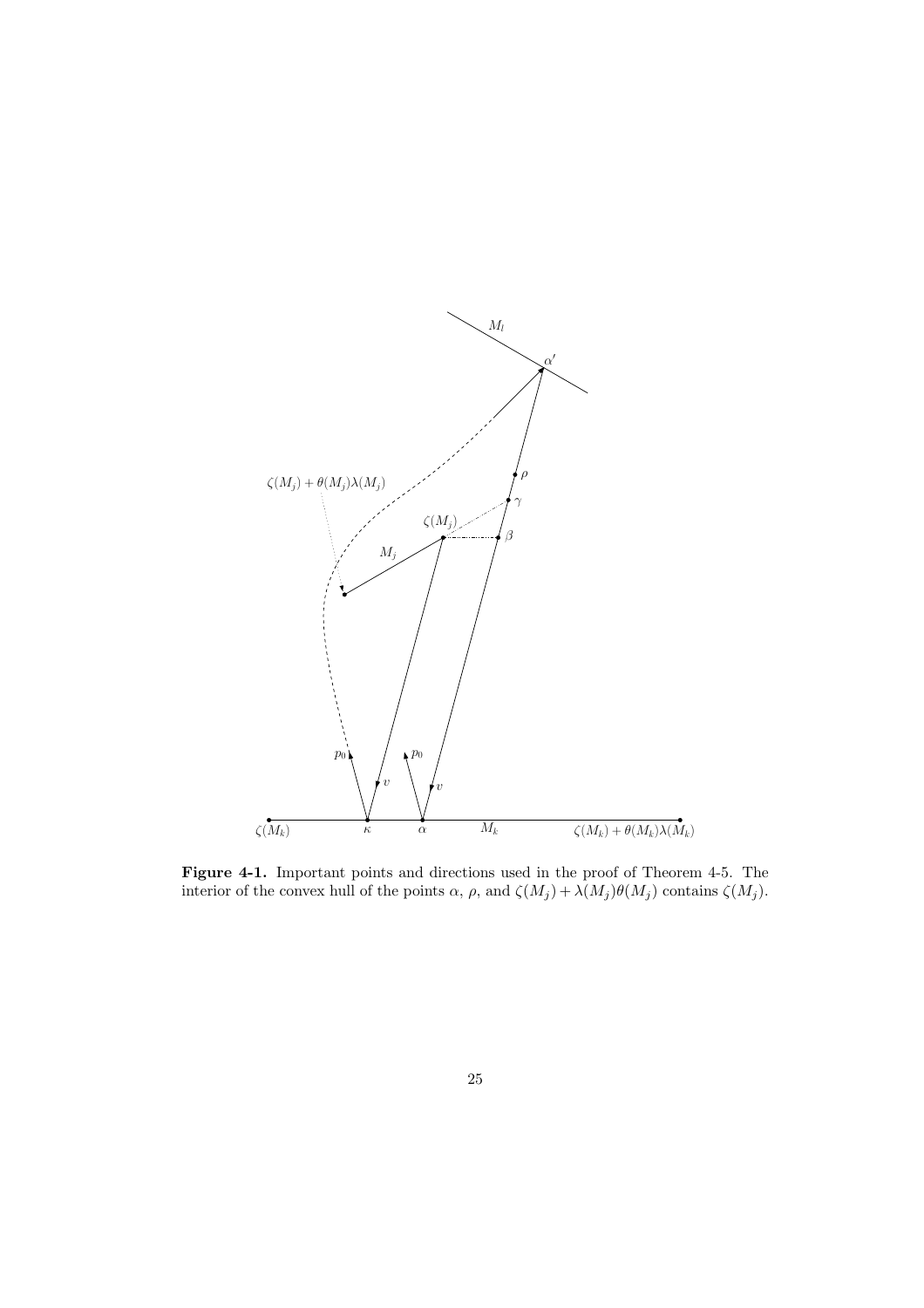**Figure 4-1.** Important points and directions used in the proof of Theorem 4-5. The interior of the convex hull of the points $\alpha$, $\rho$, and $\zeta(M_j) + \lambda(M_j)\theta(M_j)$ contains $\zeta(M_j)$.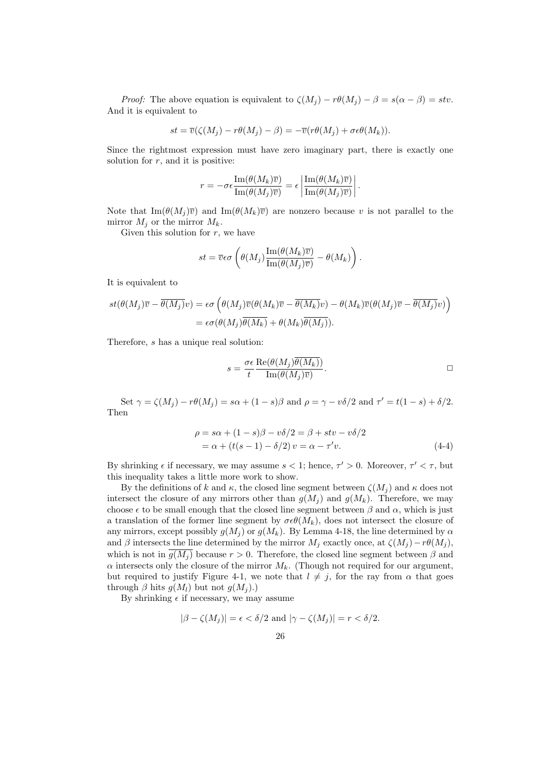*Proof:* The above equation is equivalent to $\zeta(M_j) - r\theta(M_j) - \beta = s(\alpha - \beta) = stv$. And it is equivalent to

$$st = \overline{v}(\zeta(M_j) - r\theta(M_j) - \beta) = -\overline{v}(r\theta(M_j) + \sigma\epsilon\theta(M_k)).$$

Since the rightmost expression must have zero imaginary part, there is exactly one solution for $r$, and it is positive:

$$r = -\sigma\epsilon \frac{\operatorname{Im}(\theta(M_k)\overline{v})}{\operatorname{Im}(\theta(M_j)\overline{v})} = \epsilon \left| \frac{\operatorname{Im}(\theta(M_k)\overline{v})}{\operatorname{Im}(\theta(M_j)\overline{v})} \right|.$$

Note that $\operatorname{Im}(\theta(M_j)\overline{v})$ and $\operatorname{Im}(\theta(M_k)\overline{v})$ are nonzero because $v$ is not parallel to the mirror $M_j$ or the mirror $M_k$.

Given this solution for $r$, we have

$$st = \overline{v}\epsilon\sigma \left( \theta(M_j) \frac{\operatorname{Im}(\theta(M_k)\overline{v})}{\operatorname{Im}(\theta(M_j)\overline{v})} - \theta(M_k) \right).$$

It is equivalent to

$$\begin{aligned} st(\theta(M_j)\overline{v} - \overline{\theta(M_j)}v) &= \epsilon\sigma \left( \theta(M_j)\overline{v}(\theta(M_k)\overline{v} - \overline{\theta(M_k)}v) - \theta(M_k)\overline{v}(\theta(M_j)\overline{v} - \overline{\theta(M_j)}v) \right) \\ &= \epsilon\sigma(\theta(M_j)\overline{\theta(M_k)} + \theta(M_k)\overline{\theta(M_j)}). \end{aligned}$$

Therefore, $s$ has a unique real solution:

$$s = \frac{\sigma\epsilon}{t} \frac{\operatorname{Re}(\theta(M_j)\overline{\theta(M_k)})}{\operatorname{Im}(\theta(M_j)\overline{v})}. \qquad \square$$

Set $\gamma = \zeta(M_j) - r\theta(M_j) = s\alpha + (1-s)\beta$ and $\rho = \gamma - v\delta/2$ and $\tau' = t(1-s) + \delta/2$. Then

$$\begin{aligned} \rho &= s\alpha + (1-s)\beta - v\delta/2 = \beta + stv - v\delta/2 \\ &= \alpha + (t(s-1) - \delta/2)\, v = \alpha - \tau' v. \end{aligned} \tag{4-4}$$

By shrinking $\epsilon$ if necessary, we may assume $s < 1$; hence, $\tau' > 0$. Moreover, $\tau' < \tau$, but this inequality takes a little more work to show.

By the definitions of $k$ and $\kappa$, the closed line segment between $\zeta(M_j)$ and $\kappa$ does not intersect the closure of any mirrors other than $g(M_j)$ and $g(M_k)$. Therefore, we may choose $\epsilon$ to be small enough that the closed line segment between $\beta$ and $\alpha$, which is just a translation of the former line segment by $\sigma\epsilon\theta(M_k)$, does not intersect the closure of any mirrors, except possibly $g(M_j)$ or $g(M_k)$. By Lemma 4-18, the line determined by $\alpha$ and $\beta$ intersects the line determined by the mirror $M_j$ exactly once, at $\zeta(M_j) - r\theta(M_j)$, which is not in $\overline{g(M_j)}$ because $r > 0$. Therefore, the closed line segment between $\beta$ and $\alpha$ intersects only the closure of the mirror $M_k$. (Though not required for our argument, but required to justify Figure 4-1, we note that $l \neq j$, for the ray from $\alpha$ that goes through $\beta$ hits $g(M_l)$ but not $g(M_j)$.)

By shrinking $\epsilon$ if necessary, we may assume

$$|\beta - \zeta(M_j)| = \epsilon < \delta/2 \text{ and } |\gamma - \zeta(M_j)| = r < \delta/2.$$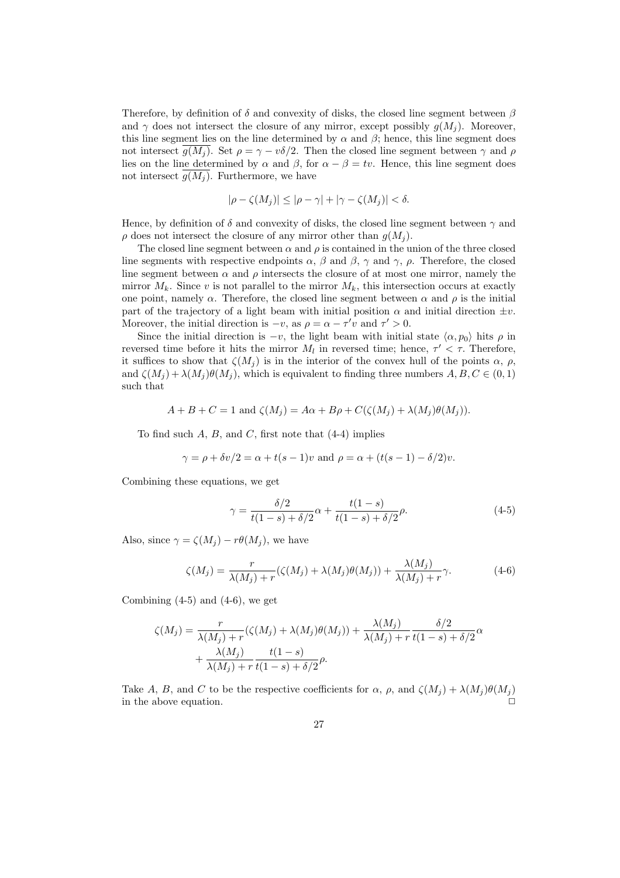Therefore, by definition of $\delta$ and convexity of disks, the closed line segment between $\beta$ and $\gamma$ does not intersect the closure of any mirror, except possibly $g(M_j)$. Moreover, this line segment lies on the line determined by $\alpha$ and $\beta$; hence, this line segment does not intersect $\overline{g(M_j)}$. Set $\rho = \gamma - v\delta/2$. Then the closed line segment between $\gamma$ and $\rho$ lies on the line determined by $\alpha$ and $\beta$, for $\alpha - \beta = tv$. Hence, this line segment does not intersect $\overline{g(M_j)}$. Furthermore, we have

$$|\rho - \zeta(M_j)| \leq |\rho - \gamma| + |\gamma - \zeta(M_j)| < \delta.$$

Hence, by definition of $\delta$ and convexity of disks, the closed line segment between $\gamma$ and $\rho$ does not intersect the closure of any mirror other than $g(M_j)$.

The closed line segment between $\alpha$ and $\rho$ is contained in the union of the three closed line segments with respective endpoints $\alpha$, $\beta$ and $\beta$, $\gamma$ and $\gamma$, $\rho$. Therefore, the closed line segment between $\alpha$ and $\rho$ intersects the closure of at most one mirror, namely the mirror $M_k$. Since $v$ is not parallel to the mirror $M_k$, this intersection occurs at exactly one point, namely $\alpha$. Therefore, the closed line segment between $\alpha$ and $\rho$ is the initial part of the trajectory of a light beam with initial position $\alpha$ and initial direction $\pm v$. Moreover, the initial direction is $-v$, as $\rho = \alpha - \tau' v$ and $\tau' > 0$.

Since the initial direction is $-v$, the light beam with initial state $\langle \alpha, p_0 \rangle$ hits $\rho$ in reversed time before it hits the mirror $M_l$ in reversed time; hence, $\tau' < \tau$. Therefore, it suffices to show that $\zeta(M_j)$ is in the interior of the convex hull of the points $\alpha$, $\rho$, and $\zeta(M_j) + \lambda(M_j)\theta(M_j)$, which is equivalent to finding three numbers $A, B, C \in (0, 1)$ such that

$$A + B + C = 1 \text{ and } \zeta(M_j) = A\alpha + B\rho + C(\zeta(M_j) + \lambda(M_j)\theta(M_j)).$$

To find such $A$, $B$, and $C$, first note that (4-4) implies

$$\gamma = \rho + \delta v/2 = \alpha + t(s-1)v \text{ and } \rho = \alpha + (t(s-1) - \delta/2)v.$$

Combining these equations, we get

$$\gamma = \frac{\delta/2}{t(1-s) + \delta/2}\alpha + \frac{t(1-s)}{t(1-s) + \delta/2}\rho. \tag{4-5}$$

Also, since $\gamma = \zeta(M_j) - r\theta(M_j)$, we have

$$\zeta(M_j) = \frac{r}{\lambda(M_j) + r}(\zeta(M_j) + \lambda(M_j)\theta(M_j)) + \frac{\lambda(M_j)}{\lambda(M_j) + r}\gamma. \tag{4-6}$$

Combining (4-5) and (4-6), we get

$$\begin{aligned}\zeta(M_j) = \frac{r}{\lambda(M_j) + r}(\zeta(M_j) + \lambda(M_j)\theta(M_j)) + \frac{\lambda(M_j)}{\lambda(M_j) + r}\frac{\delta/2}{t(1-s) + \delta/2}\alpha \\ + \frac{\lambda(M_j)}{\lambda(M_j) + r}\frac{t(1-s)}{t(1-s) + \delta/2}\rho.\end{aligned}$$

Take $A$, $B$, and $C$ to be the respective coefficients for $\alpha$, $\rho$, and $\zeta(M_j) + \lambda(M_j)\theta(M_j)$ in the above equation. $\square$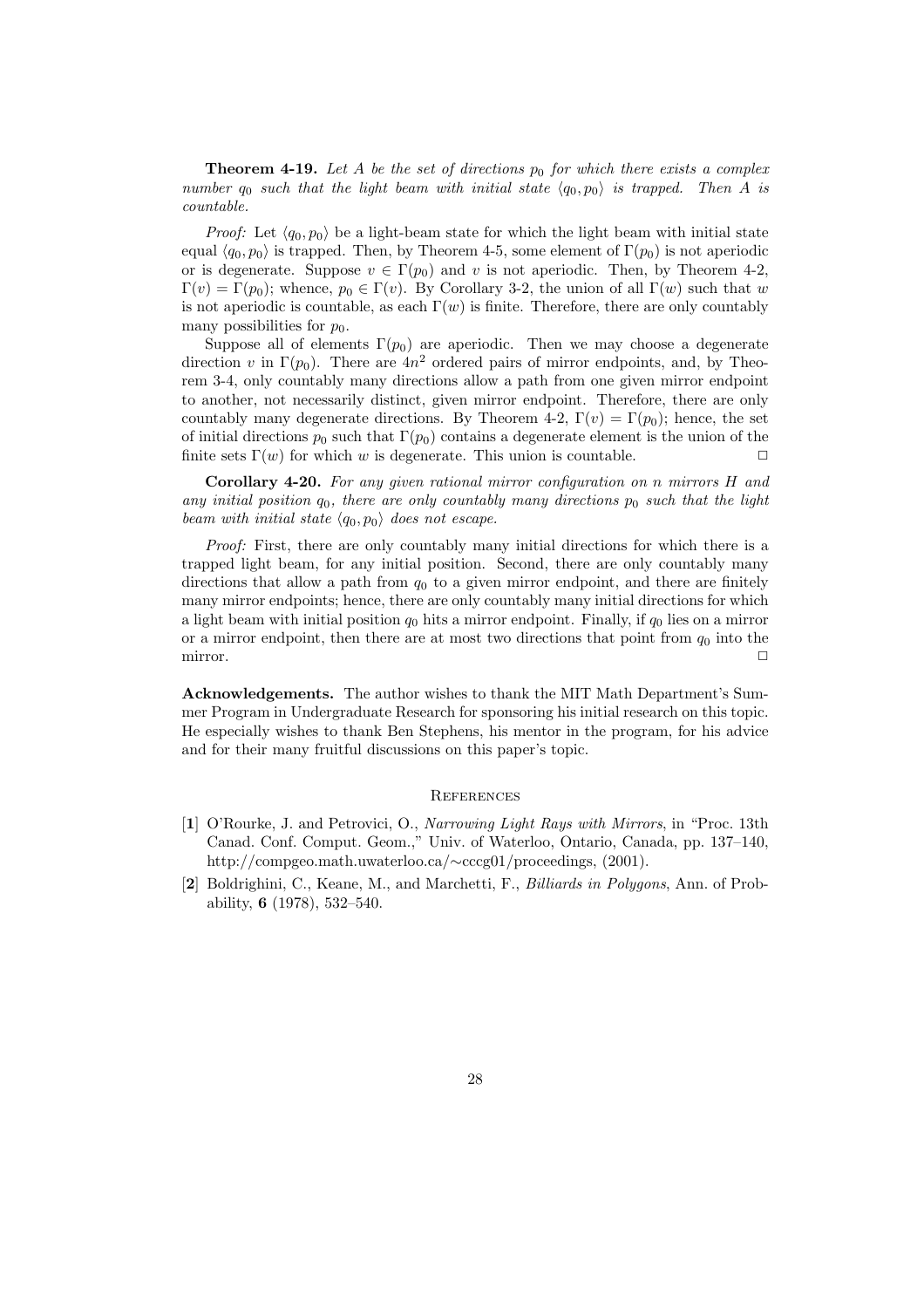**Theorem 4-19.** *Let $A$ be the set of directions $p_0$ for which there exists a complex number $q_0$ such that the light beam with initial state $\langle q_0, p_0 \rangle$ is trapped. Then $A$ is countable.*

*Proof:* Let $\langle q_0, p_0 \rangle$ be a light-beam state for which the light beam with initial state equal $\langle q_0, p_0 \rangle$ is trapped. Then, by Theorem 4-5, some element of $\Gamma(p_0)$ is not aperiodic or is degenerate. Suppose $v \in \Gamma(p_0)$ and $v$ is not aperiodic. Then, by Theorem 4-2, $\Gamma(v) = \Gamma(p_0)$; whence, $p_0 \in \Gamma(v)$. By Corollary 3-2, the union of all $\Gamma(w)$ such that $w$ is not aperiodic is countable, as each $\Gamma(w)$ is finite. Therefore, there are only countably many possibilities for $p_0$.

Suppose all of elements $\Gamma(p_0)$ are aperiodic. Then we may choose a degenerate direction $v$ in $\Gamma(p_0)$. There are $4n^2$ ordered pairs of mirror endpoints, and, by Theorem 3-4, only countably many directions allow a path from one given mirror endpoint to another, not necessarily distinct, given mirror endpoint. Therefore, there are only countably many degenerate directions. By Theorem 4-2, $\Gamma(v) = \Gamma(p_0)$; hence, the set of initial directions $p_0$ such that $\Gamma(p_0)$ contains a degenerate element is the union of the finite sets $\Gamma(w)$ for which $w$ is degenerate. This union is countable. □

**Corollary 4-20.** *For any given rational mirror configuration on $n$ mirrors $H$ and any initial position $q_0$, there are only countably many directions $p_0$ such that the light beam with initial state $\langle q_0, p_0 \rangle$ does not escape.*

*Proof:* First, there are only countably many initial directions for which there is a trapped light beam, for any initial position. Second, there are only countably many directions that allow a path from $q_0$ to a given mirror endpoint, and there are finitely many mirror endpoints; hence, there are only countably many initial directions for which a light beam with initial position $q_0$ hits a mirror endpoint. Finally, if $q_0$ lies on a mirror or a mirror endpoint, then there are at most two directions that point from $q_0$ into the mirror. □

**Acknowledgements.** The author wishes to thank the MIT Math Department's Summer Program in Undergraduate Research for sponsoring his initial research on this topic. He especially wishes to thank Ben Stephens, his mentor in the program, for his advice and for their many fruitful discussions on this paper's topic.

## References

[**1**] O'Rourke, J. and Petrovici, O., *Narrowing Light Rays with Mirrors*, in "Proc. 13th Canad. Conf. Comput. Geom.," Univ. of Waterloo, Ontario, Canada, pp. 137–140, http://compgeo.math.uwaterloo.ca/∼cccg01/proceedings, (2001).

[**2**] Boldrighini, C., Keane, M., and Marchetti, F., *Billiards in Polygons*, Ann. of Probability, **6** (1978), 532–540.